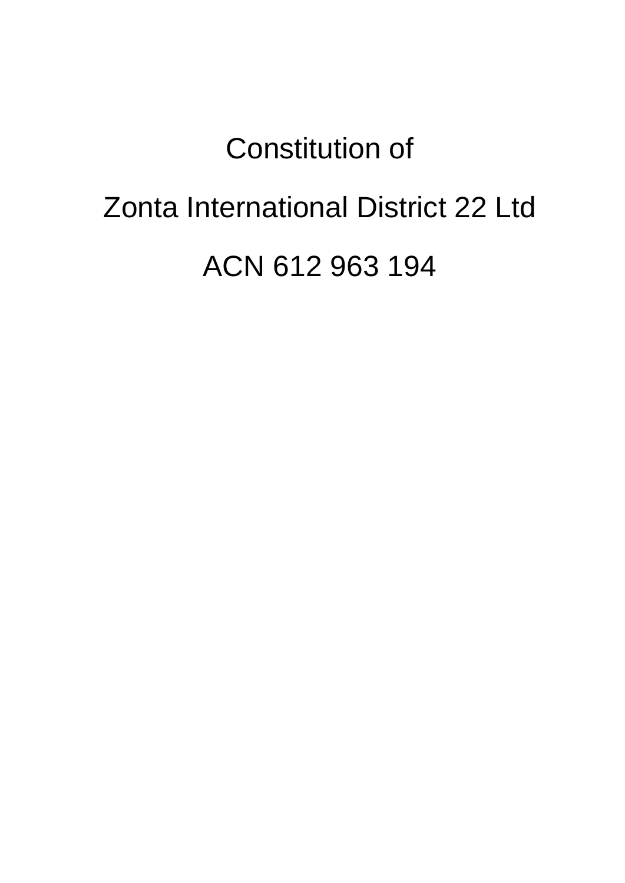# Constitution of

# Zonta International District 22 Ltd

# ACN 612 963 194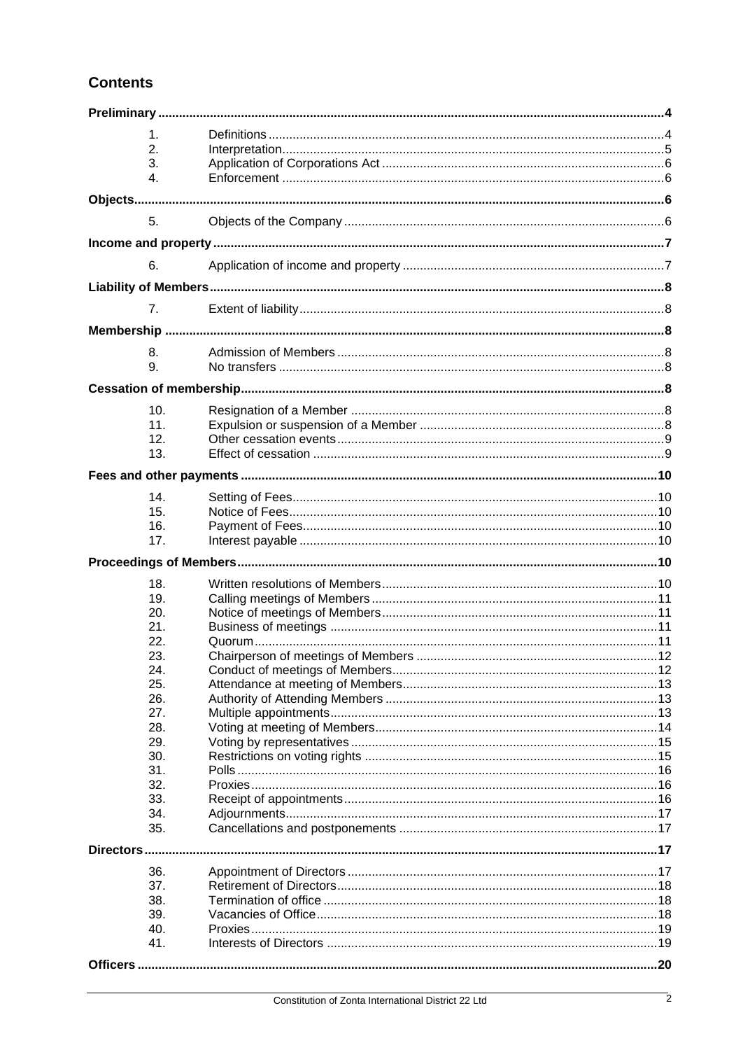## Contents

**Preliminary** 4

1. Definitions 4
2. Interpretation 5
3. Application of Corporations Act 6
4. Enforcement 6

**Objects** 6

5. Objects of the Company 6

**Income and property** 7

6. Application of income and property 7

**Liability of Members** 8

7. Extent of liability 8

**Membership** 8

8. Admission of Members 8
9. No transfers 8

**Cessation of membership** 8

10. Resignation of a Member 8
11. Expulsion or suspension of a Member 8
12. Other cessation events 9
13. Effect of cessation 9

**Fees and other payments** 10

14. Setting of Fees 10
15. Notice of Fees 10
16. Payment of Fees 10
17. Interest payable 10

**Proceedings of Members** 10

18. Written resolutions of Members 10
19. Calling meetings of Members 11
20. Notice of meetings of Members 11
21. Business of meetings 11
22. Quorum 11
23. Chairperson of meetings of Members 12
24. Conduct of meetings of Members 12
25. Attendance at meeting of Members 13
26. Authority of Attending Members 13
27. Multiple appointments 13
28. Voting at meeting of Members 14
29. Voting by representatives 15
30. Restrictions on voting rights 15
31. Polls 16
32. Proxies 16
33. Receipt of appointments 16
34. Adjournments 17
35. Cancellations and postponements 17

**Directors** 17

36. Appointment of Directors 17
37. Retirement of Directors 18
38. Termination of office 18
39. Vacancies of Office 18
40. Proxies 19
41. Interests of Directors 19

**Officers** 20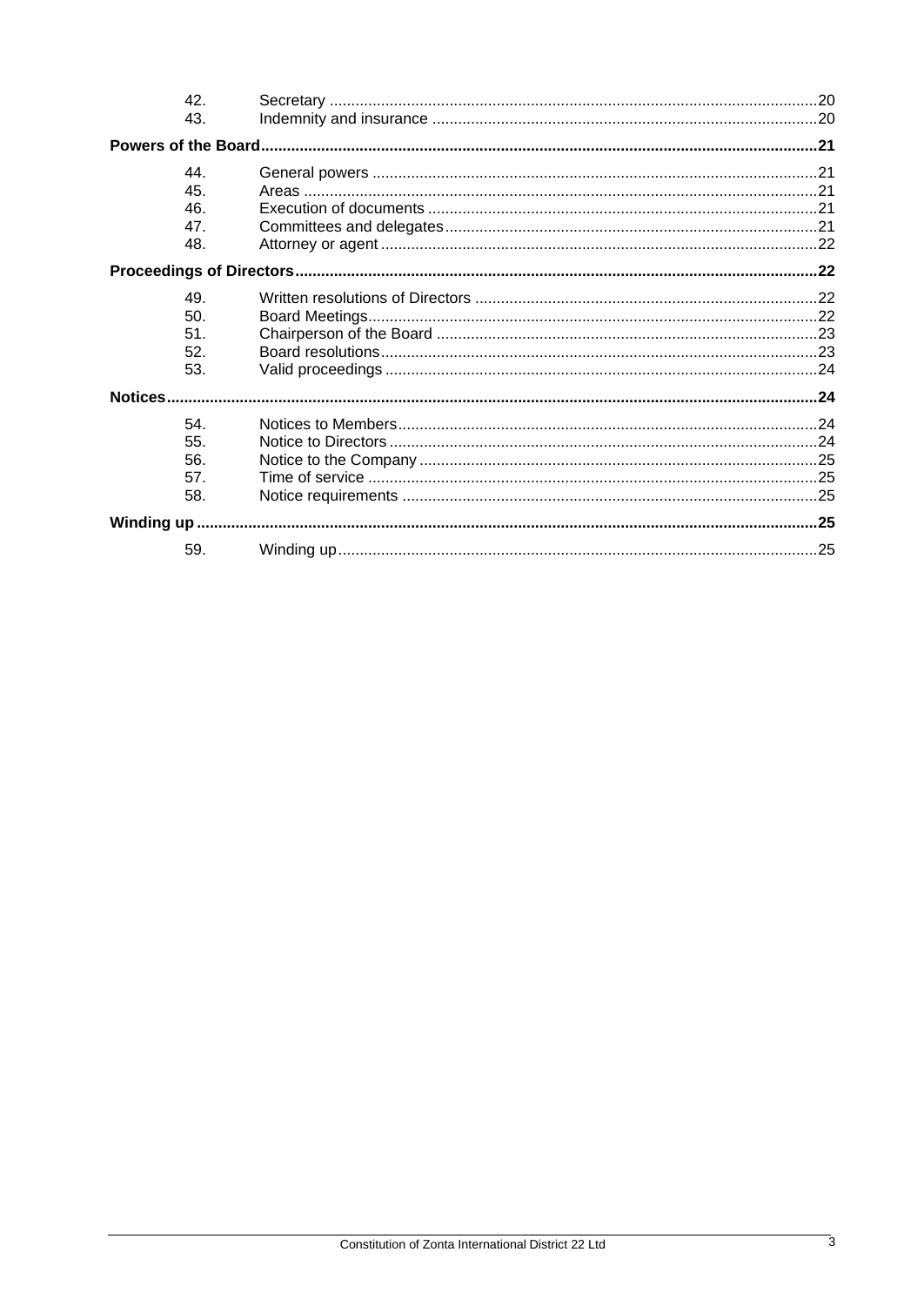| | | |
|---|---|---|
| 42. | Secretary | 20 |
| 43. | Indemnity and insurance | 20 |
| **Powers of the Board** | | **21** |
| 44. | General powers | 21 |
| 45. | Areas | 21 |
| 46. | Execution of documents | 21 |
| 47. | Committees and delegates | 21 |
| 48. | Attorney or agent | 22 |
| **Proceedings of Directors** | | **22** |
| 49. | Written resolutions of Directors | 22 |
| 50. | Board Meetings | 22 |
| 51. | Chairperson of the Board | 23 |
| 52. | Board resolutions | 23 |
| 53. | Valid proceedings | 24 |
| **Notices** | | **24** |
| 54. | Notices to Members | 24 |
| 55. | Notice to Directors | 24 |
| 56. | Notice to the Company | 25 |
| 57. | Time of service | 25 |
| 58. | Notice requirements | 25 |
| **Winding up** | | **25** |
| 59. | Winding up | 25 |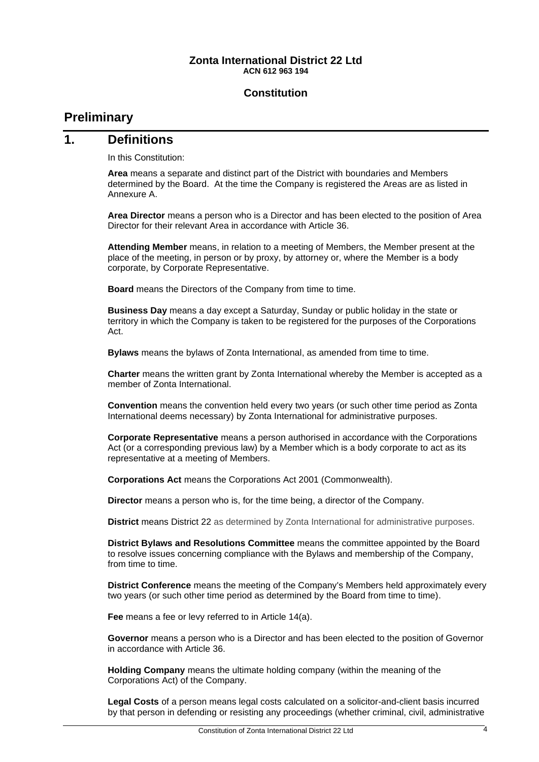**Zonta International District 22 Ltd**
**ACN 612 963 194**

**Constitution**

# Preliminary

## 1. Definitions

In this Constitution:

**Area** means a separate and distinct part of the District with boundaries and Members determined by the Board. At the time the Company is registered the Areas are as listed in Annexure A.

**Area Director** means a person who is a Director and has been elected to the position of Area Director for their relevant Area in accordance with Article 36.

**Attending Member** means, in relation to a meeting of Members, the Member present at the place of the meeting, in person or by proxy, by attorney or, where the Member is a body corporate, by Corporate Representative.

**Board** means the Directors of the Company from time to time.

**Business Day** means a day except a Saturday, Sunday or public holiday in the state or territory in which the Company is taken to be registered for the purposes of the Corporations Act.

**Bylaws** means the bylaws of Zonta International, as amended from time to time.

**Charter** means the written grant by Zonta International whereby the Member is accepted as a member of Zonta International.

**Convention** means the convention held every two years (or such other time period as Zonta International deems necessary) by Zonta International for administrative purposes.

**Corporate Representative** means a person authorised in accordance with the Corporations Act (or a corresponding previous law) by a Member which is a body corporate to act as its representative at a meeting of Members.

**Corporations Act** means the Corporations Act 2001 (Commonwealth).

**Director** means a person who is, for the time being, a director of the Company.

**District** means District 22 as determined by Zonta International for administrative purposes.

**District Bylaws and Resolutions Committee** means the committee appointed by the Board to resolve issues concerning compliance with the Bylaws and membership of the Company, from time to time.

**District Conference** means the meeting of the Company's Members held approximately every two years (or such other time period as determined by the Board from time to time).

**Fee** means a fee or levy referred to in Article 14(a).

**Governor** means a person who is a Director and has been elected to the position of Governor in accordance with Article 36.

**Holding Company** means the ultimate holding company (within the meaning of the Corporations Act) of the Company.

**Legal Costs** of a person means legal costs calculated on a solicitor-and-client basis incurred by that person in defending or resisting any proceedings (whether criminal, civil, administrative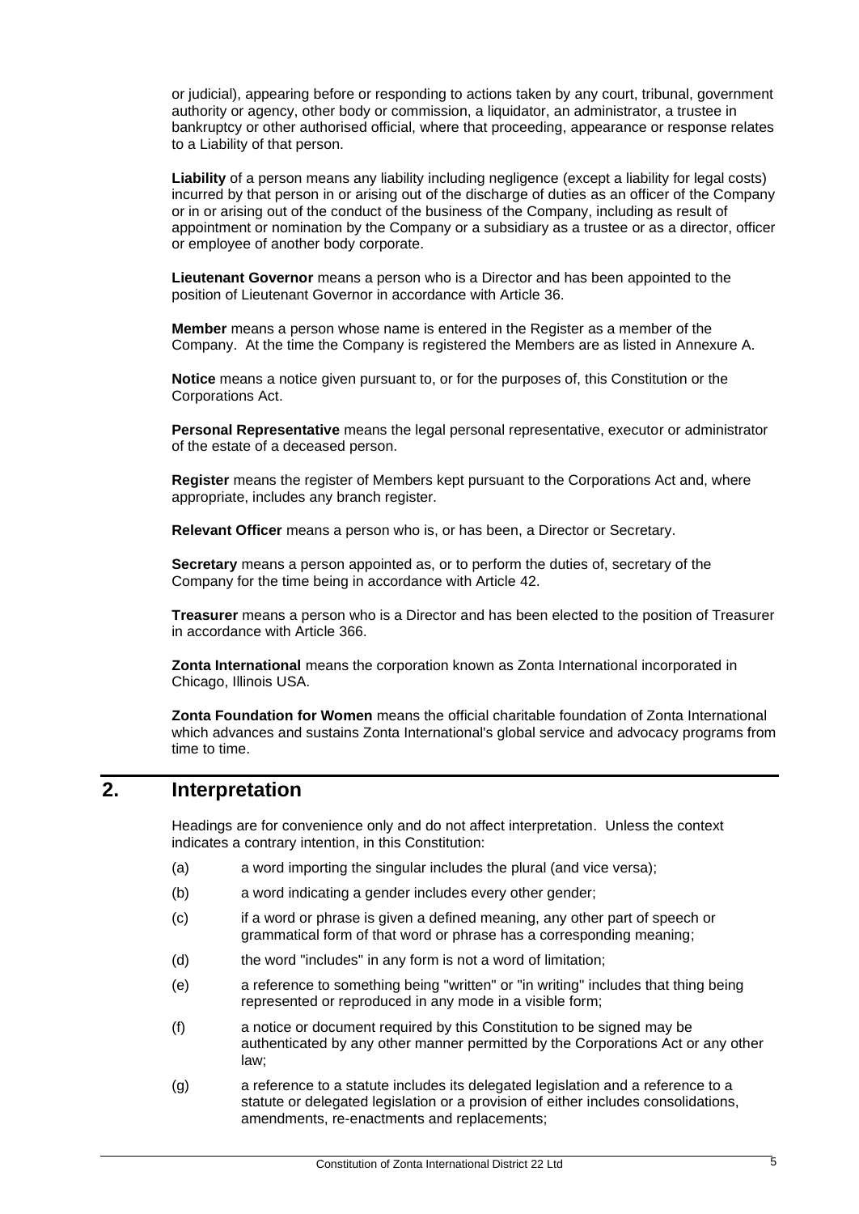or judicial), appearing before or responding to actions taken by any court, tribunal, government authority or agency, other body or commission, a liquidator, an administrator, a trustee in bankruptcy or other authorised official, where that proceeding, appearance or response relates to a Liability of that person.

**Liability** of a person means any liability including negligence (except a liability for legal costs) incurred by that person in or arising out of the discharge of duties as an officer of the Company or in or arising out of the conduct of the business of the Company, including as result of appointment or nomination by the Company or a subsidiary as a trustee or as a director, officer or employee of another body corporate.

**Lieutenant Governor** means a person who is a Director and has been appointed to the position of Lieutenant Governor in accordance with Article 36.

**Member** means a person whose name is entered in the Register as a member of the Company. At the time the Company is registered the Members are as listed in Annexure A.

**Notice** means a notice given pursuant to, or for the purposes of, this Constitution or the Corporations Act.

**Personal Representative** means the legal personal representative, executor or administrator of the estate of a deceased person.

**Register** means the register of Members kept pursuant to the Corporations Act and, where appropriate, includes any branch register.

**Relevant Officer** means a person who is, or has been, a Director or Secretary.

**Secretary** means a person appointed as, or to perform the duties of, secretary of the Company for the time being in accordance with Article 42.

**Treasurer** means a person who is a Director and has been elected to the position of Treasurer in accordance with Article 366.

**Zonta International** means the corporation known as Zonta International incorporated in Chicago, Illinois USA.

**Zonta Foundation for Women** means the official charitable foundation of Zonta International which advances and sustains Zonta International's global service and advocacy programs from time to time.

## 2. Interpretation

Headings are for convenience only and do not affect interpretation. Unless the context indicates a contrary intention, in this Constitution:

(a) a word importing the singular includes the plural (and vice versa);

(b) a word indicating a gender includes every other gender;

(c) if a word or phrase is given a defined meaning, any other part of speech or grammatical form of that word or phrase has a corresponding meaning;

(d) the word "includes" in any form is not a word of limitation;

(e) a reference to something being "written" or "in writing" includes that thing being represented or reproduced in any mode in a visible form;

(f) a notice or document required by this Constitution to be signed may be authenticated by any other manner permitted by the Corporations Act or any other law;

(g) a reference to a statute includes its delegated legislation and a reference to a statute or delegated legislation or a provision of either includes consolidations, amendments, re-enactments and replacements;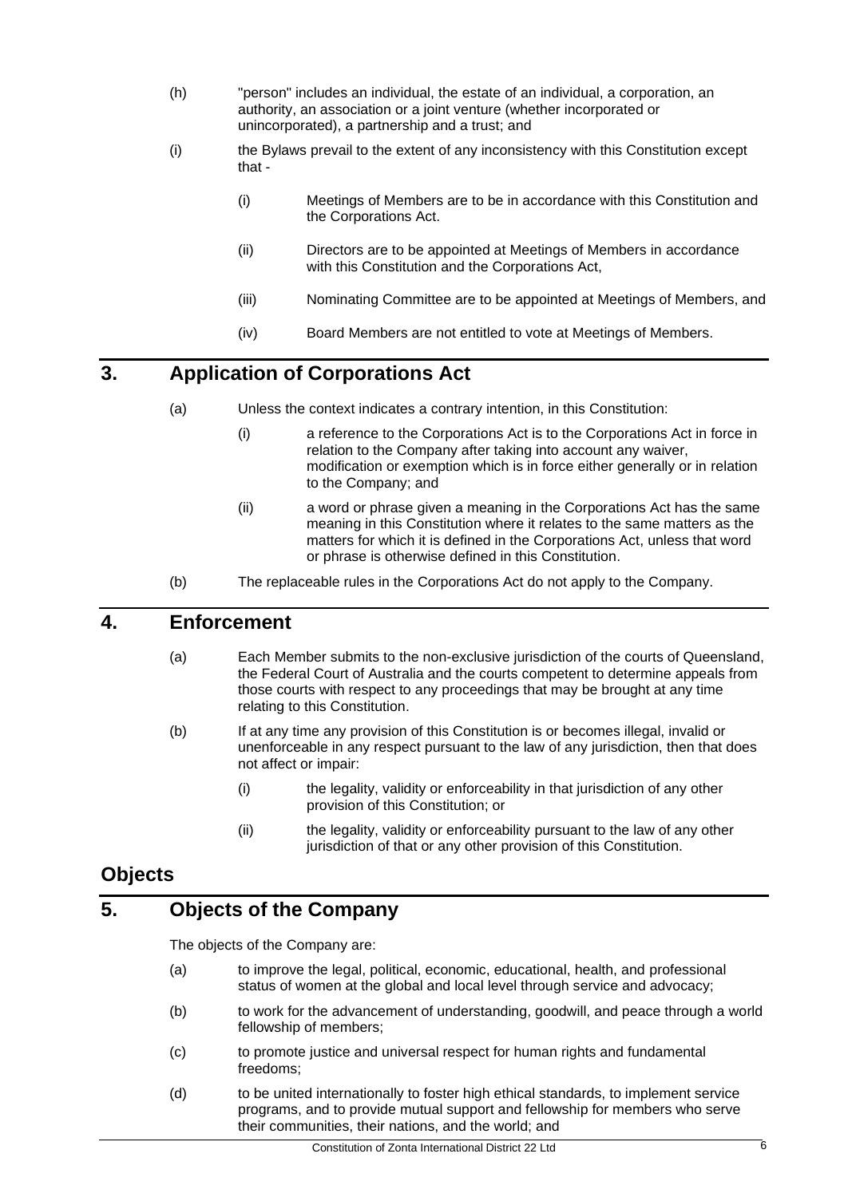(h) "person" includes an individual, the estate of an individual, a corporation, an authority, an association or a joint venture (whether incorporated or unincorporated), a partnership and a trust; and

(i) the Bylaws prevail to the extent of any inconsistency with this Constitution except that -

   (i) Meetings of Members are to be in accordance with this Constitution and the Corporations Act.

   (ii) Directors are to be appointed at Meetings of Members in accordance with this Constitution and the Corporations Act,

   (iii) Nominating Committee are to be appointed at Meetings of Members, and

   (iv) Board Members are not entitled to vote at Meetings of Members.

## 3. Application of Corporations Act

(a) Unless the context indicates a contrary intention, in this Constitution:

   (i) a reference to the Corporations Act is to the Corporations Act in force in relation to the Company after taking into account any waiver, modification or exemption which is in force either generally or in relation to the Company; and

   (ii) a word or phrase given a meaning in the Corporations Act has the same meaning in this Constitution where it relates to the same matters as the matters for which it is defined in the Corporations Act, unless that word or phrase is otherwise defined in this Constitution.

(b) The replaceable rules in the Corporations Act do not apply to the Company.

## 4. Enforcement

(a) Each Member submits to the non-exclusive jurisdiction of the courts of Queensland, the Federal Court of Australia and the courts competent to determine appeals from those courts with respect to any proceedings that may be brought at any time relating to this Constitution.

(b) If at any time any provision of this Constitution is or becomes illegal, invalid or unenforceable in any respect pursuant to the law of any jurisdiction, then that does not affect or impair:

   (i) the legality, validity or enforceability in that jurisdiction of any other provision of this Constitution; or

   (ii) the legality, validity or enforceability pursuant to the law of any other jurisdiction of that or any other provision of this Constitution.

# Objects

## 5. Objects of the Company

The objects of the Company are:

(a) to improve the legal, political, economic, educational, health, and professional status of women at the global and local level through service and advocacy;

(b) to work for the advancement of understanding, goodwill, and peace through a world fellowship of members;

(c) to promote justice and universal respect for human rights and fundamental freedoms;

(d) to be united internationally to foster high ethical standards, to implement service programs, and to provide mutual support and fellowship for members who serve their communities, their nations, and the world; and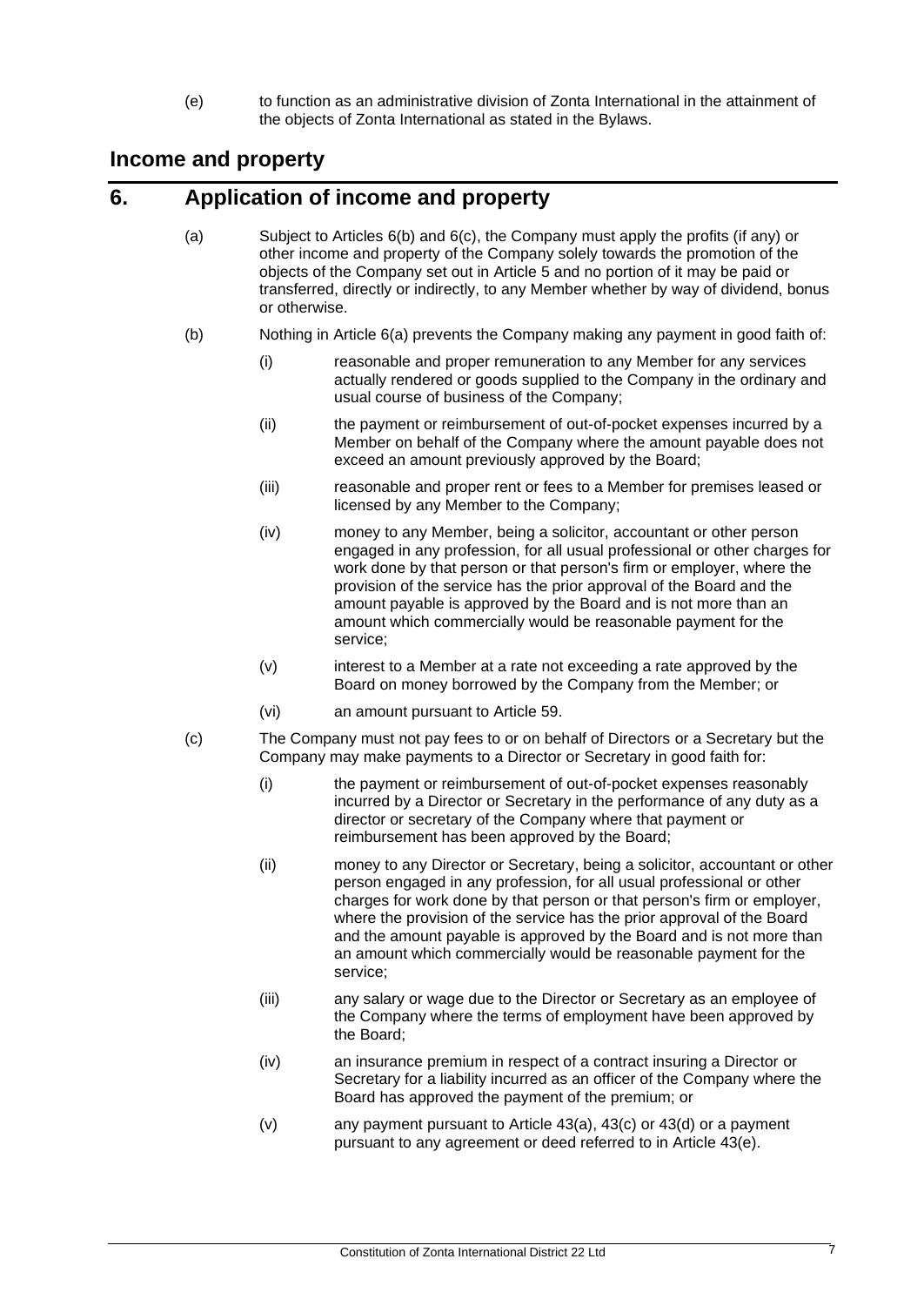(e) to function as an administrative division of Zonta International in the attainment of the objects of Zonta International as stated in the Bylaws.

## Income and property

# 6. Application of income and property

(a) Subject to Articles 6(b) and 6(c), the Company must apply the profits (if any) or other income and property of the Company solely towards the promotion of the objects of the Company set out in Article 5 and no portion of it may be paid or transferred, directly or indirectly, to any Member whether by way of dividend, bonus or otherwise.

(b) Nothing in Article 6(a) prevents the Company making any payment in good faith of:

- (i) reasonable and proper remuneration to any Member for any services actually rendered or goods supplied to the Company in the ordinary and usual course of business of the Company;
- (ii) the payment or reimbursement of out-of-pocket expenses incurred by a Member on behalf of the Company where the amount payable does not exceed an amount previously approved by the Board;
- (iii) reasonable and proper rent or fees to a Member for premises leased or licensed by any Member to the Company;
- (iv) money to any Member, being a solicitor, accountant or other person engaged in any profession, for all usual professional or other charges for work done by that person or that person's firm or employer, where the provision of the service has the prior approval of the Board and the amount payable is approved by the Board and is not more than an amount which commercially would be reasonable payment for the service;
- (v) interest to a Member at a rate not exceeding a rate approved by the Board on money borrowed by the Company from the Member; or
- (vi) an amount pursuant to Article 59.

(c) The Company must not pay fees to or on behalf of Directors or a Secretary but the Company may make payments to a Director or Secretary in good faith for:

- (i) the payment or reimbursement of out-of-pocket expenses reasonably incurred by a Director or Secretary in the performance of any duty as a director or secretary of the Company where that payment or reimbursement has been approved by the Board;
- (ii) money to any Director or Secretary, being a solicitor, accountant or other person engaged in any profession, for all usual professional or other charges for work done by that person or that person's firm or employer, where the provision of the service has the prior approval of the Board and the amount payable is approved by the Board and is not more than an amount which commercially would be reasonable payment for the service;
- (iii) any salary or wage due to the Director or Secretary as an employee of the Company where the terms of employment have been approved by the Board;
- (iv) an insurance premium in respect of a contract insuring a Director or Secretary for a liability incurred as an officer of the Company where the Board has approved the payment of the premium; or
- (v) any payment pursuant to Article 43(a), 43(c) or 43(d) or a payment pursuant to any agreement or deed referred to in Article 43(e).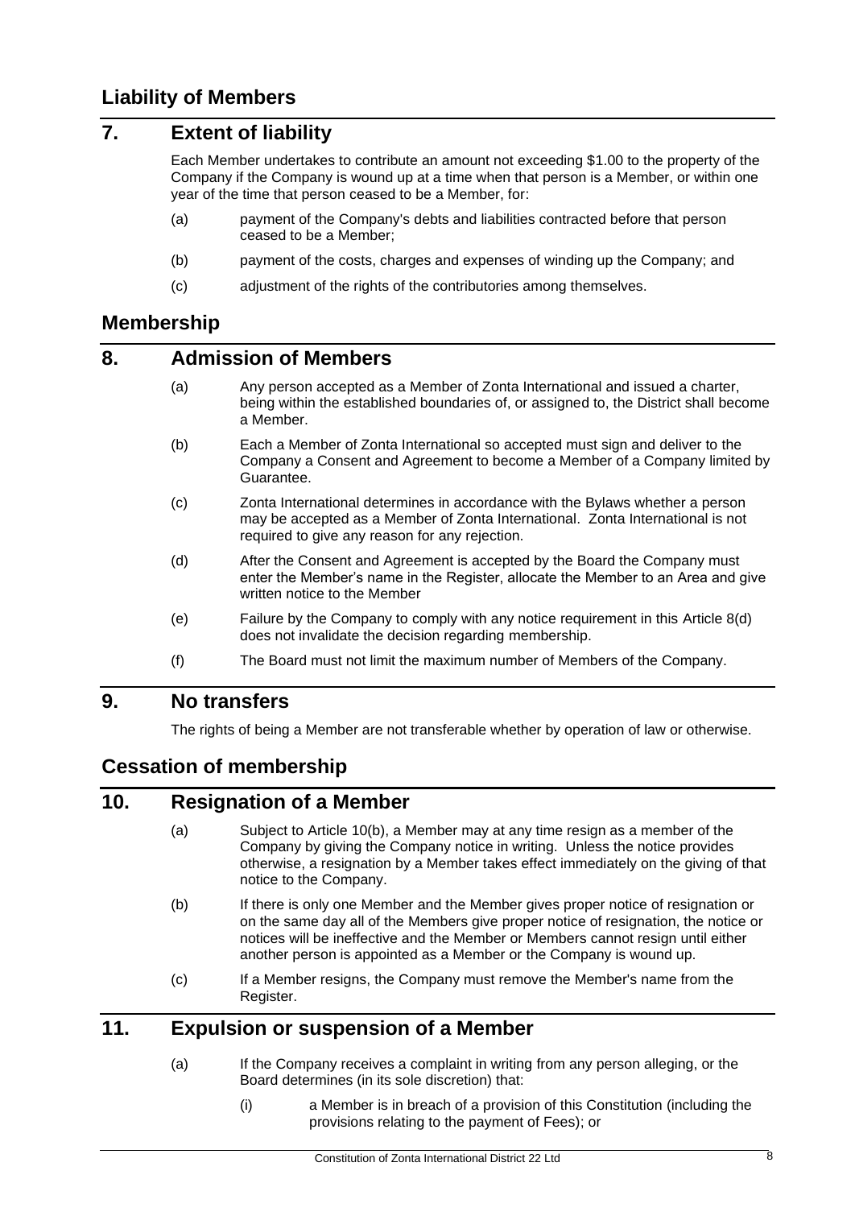## Liability of Members

### 7. Extent of liability

Each Member undertakes to contribute an amount not exceeding $1.00 to the property of the Company if the Company is wound up at a time when that person is a Member, or within one year of the time that person ceased to be a Member, for:

(a) payment of the Company's debts and liabilities contracted before that person ceased to be a Member;

(b) payment of the costs, charges and expenses of winding up the Company; and

(c) adjustment of the rights of the contributories among themselves.

## Membership

### 8. Admission of Members

(a) Any person accepted as a Member of Zonta International and issued a charter, being within the established boundaries of, or assigned to, the District shall become a Member.

(b) Each a Member of Zonta International so accepted must sign and deliver to the Company a Consent and Agreement to become a Member of a Company limited by Guarantee.

(c) Zonta International determines in accordance with the Bylaws whether a person may be accepted as a Member of Zonta International. Zonta International is not required to give any reason for any rejection.

(d) After the Consent and Agreement is accepted by the Board the Company must enter the Member's name in the Register, allocate the Member to an Area and give written notice to the Member

(e) Failure by the Company to comply with any notice requirement in this Article 8(d) does not invalidate the decision regarding membership.

(f) The Board must not limit the maximum number of Members of the Company.

### 9. No transfers

The rights of being a Member are not transferable whether by operation of law or otherwise.

## Cessation of membership

### 10. Resignation of a Member

(a) Subject to Article 10(b), a Member may at any time resign as a member of the Company by giving the Company notice in writing. Unless the notice provides otherwise, a resignation by a Member takes effect immediately on the giving of that notice to the Company.

(b) If there is only one Member and the Member gives proper notice of resignation or on the same day all of the Members give proper notice of resignation, the notice or notices will be ineffective and the Member or Members cannot resign until either another person is appointed as a Member or the Company is wound up.

(c) If a Member resigns, the Company must remove the Member's name from the Register.

### 11. Expulsion or suspension of a Member

(a) If the Company receives a complaint in writing from any person alleging, or the Board determines (in its sole discretion) that:

  (i) a Member is in breach of a provision of this Constitution (including the provisions relating to the payment of Fees); or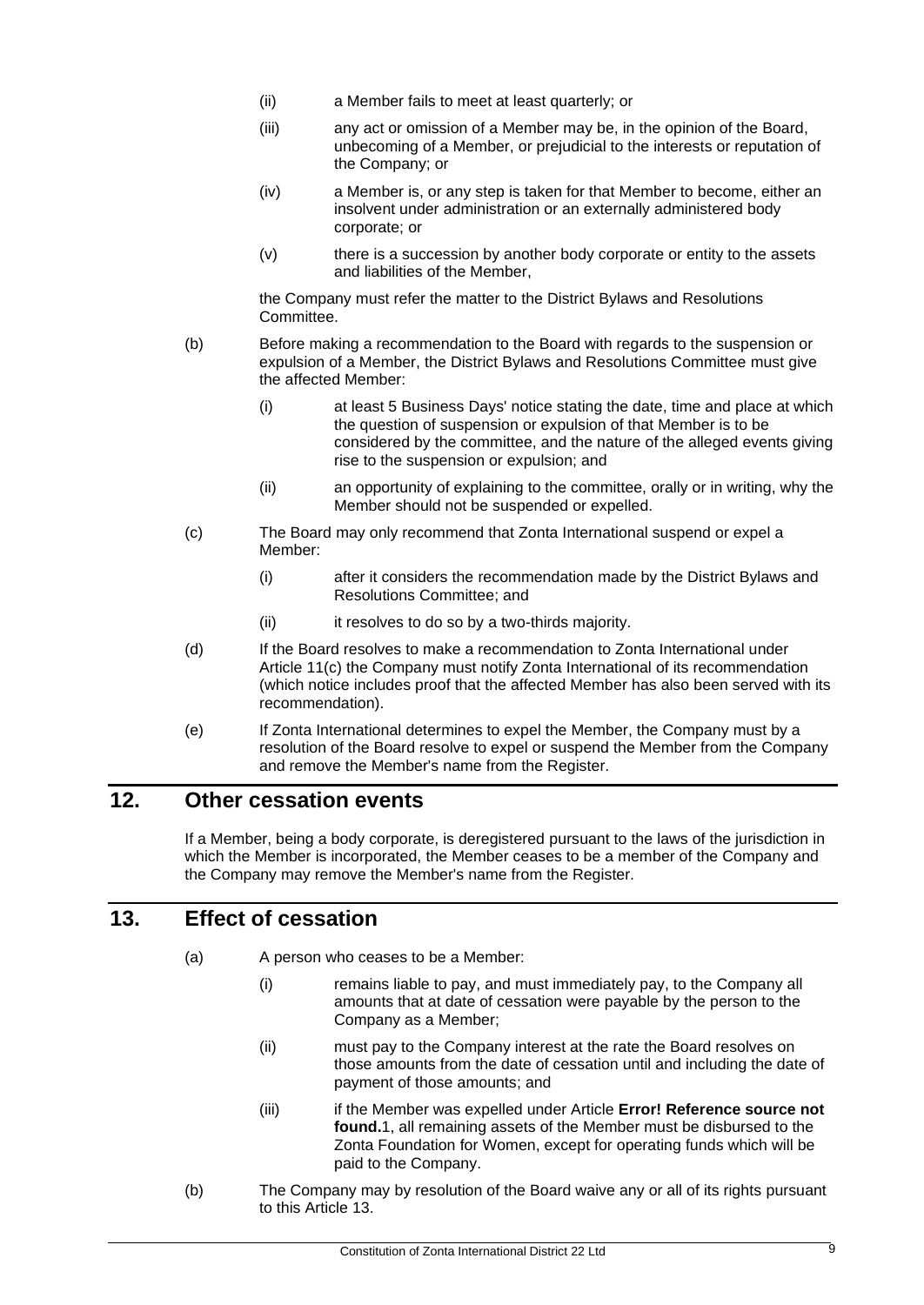(ii) a Member fails to meet at least quarterly; or

(iii) any act or omission of a Member may be, in the opinion of the Board, unbecoming of a Member, or prejudicial to the interests or reputation of the Company; or

(iv) a Member is, or any step is taken for that Member to become, either an insolvent under administration or an externally administered body corporate; or

(v) there is a succession by another body corporate or entity to the assets and liabilities of the Member,

the Company must refer the matter to the District Bylaws and Resolutions Committee.

(b) Before making a recommendation to the Board with regards to the suspension or expulsion of a Member, the District Bylaws and Resolutions Committee must give the affected Member:

(i) at least 5 Business Days' notice stating the date, time and place at which the question of suspension or expulsion of that Member is to be considered by the committee, and the nature of the alleged events giving rise to the suspension or expulsion; and

(ii) an opportunity of explaining to the committee, orally or in writing, why the Member should not be suspended or expelled.

(c) The Board may only recommend that Zonta International suspend or expel a Member:

(i) after it considers the recommendation made by the District Bylaws and Resolutions Committee; and

(ii) it resolves to do so by a two-thirds majority.

(d) If the Board resolves to make a recommendation to Zonta International under Article 11(c) the Company must notify Zonta International of its recommendation (which notice includes proof that the affected Member has also been served with its recommendation).

(e) If Zonta International determines to expel the Member, the Company must by a resolution of the Board resolve to expel or suspend the Member from the Company and remove the Member's name from the Register.

## 12. Other cessation events

If a Member, being a body corporate, is deregistered pursuant to the laws of the jurisdiction in which the Member is incorporated, the Member ceases to be a member of the Company and the Company may remove the Member's name from the Register.

## 13. Effect of cessation

(a) A person who ceases to be a Member:

(i) remains liable to pay, and must immediately pay, to the Company all amounts that at date of cessation were payable by the person to the Company as a Member;

(ii) must pay to the Company interest at the rate the Board resolves on those amounts from the date of cessation until and including the date of payment of those amounts; and

(iii) if the Member was expelled under Article **Error! Reference source not found.**1, all remaining assets of the Member must be disbursed to the Zonta Foundation for Women, except for operating funds which will be paid to the Company.

(b) The Company may by resolution of the Board waive any or all of its rights pursuant to this Article 13.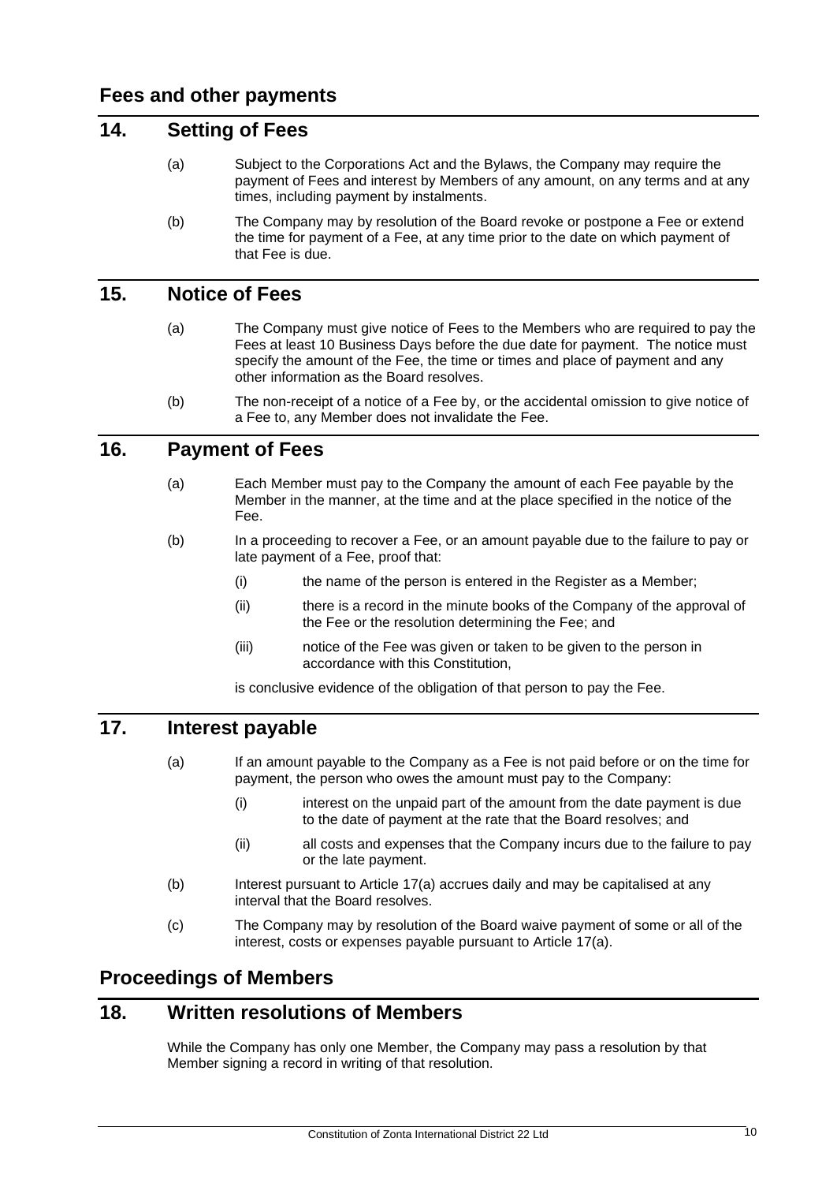## Fees and other payments

### 14. Setting of Fees

(a) Subject to the Corporations Act and the Bylaws, the Company may require the payment of Fees and interest by Members of any amount, on any terms and at any times, including payment by instalments.

(b) The Company may by resolution of the Board revoke or postpone a Fee or extend the time for payment of a Fee, at any time prior to the date on which payment of that Fee is due.

### 15. Notice of Fees

(a) The Company must give notice of Fees to the Members who are required to pay the Fees at least 10 Business Days before the due date for payment. The notice must specify the amount of the Fee, the time or times and place of payment and any other information as the Board resolves.

(b) The non-receipt of a notice of a Fee by, or the accidental omission to give notice of a Fee to, any Member does not invalidate the Fee.

### 16. Payment of Fees

(a) Each Member must pay to the Company the amount of each Fee payable by the Member in the manner, at the time and at the place specified in the notice of the Fee.

(b) In a proceeding to recover a Fee, or an amount payable due to the failure to pay or late payment of a Fee, proof that:

(i) the name of the person is entered in the Register as a Member;

(ii) there is a record in the minute books of the Company of the approval of the Fee or the resolution determining the Fee; and

(iii) notice of the Fee was given or taken to be given to the person in accordance with this Constitution,

is conclusive evidence of the obligation of that person to pay the Fee.

### 17. Interest payable

(a) If an amount payable to the Company as a Fee is not paid before or on the time for payment, the person who owes the amount must pay to the Company:

(i) interest on the unpaid part of the amount from the date payment is due to the date of payment at the rate that the Board resolves; and

(ii) all costs and expenses that the Company incurs due to the failure to pay or the late payment.

(b) Interest pursuant to Article 17(a) accrues daily and may be capitalised at any interval that the Board resolves.

(c) The Company may by resolution of the Board waive payment of some or all of the interest, costs or expenses payable pursuant to Article 17(a).

## Proceedings of Members

### 18. Written resolutions of Members

While the Company has only one Member, the Company may pass a resolution by that Member signing a record in writing of that resolution.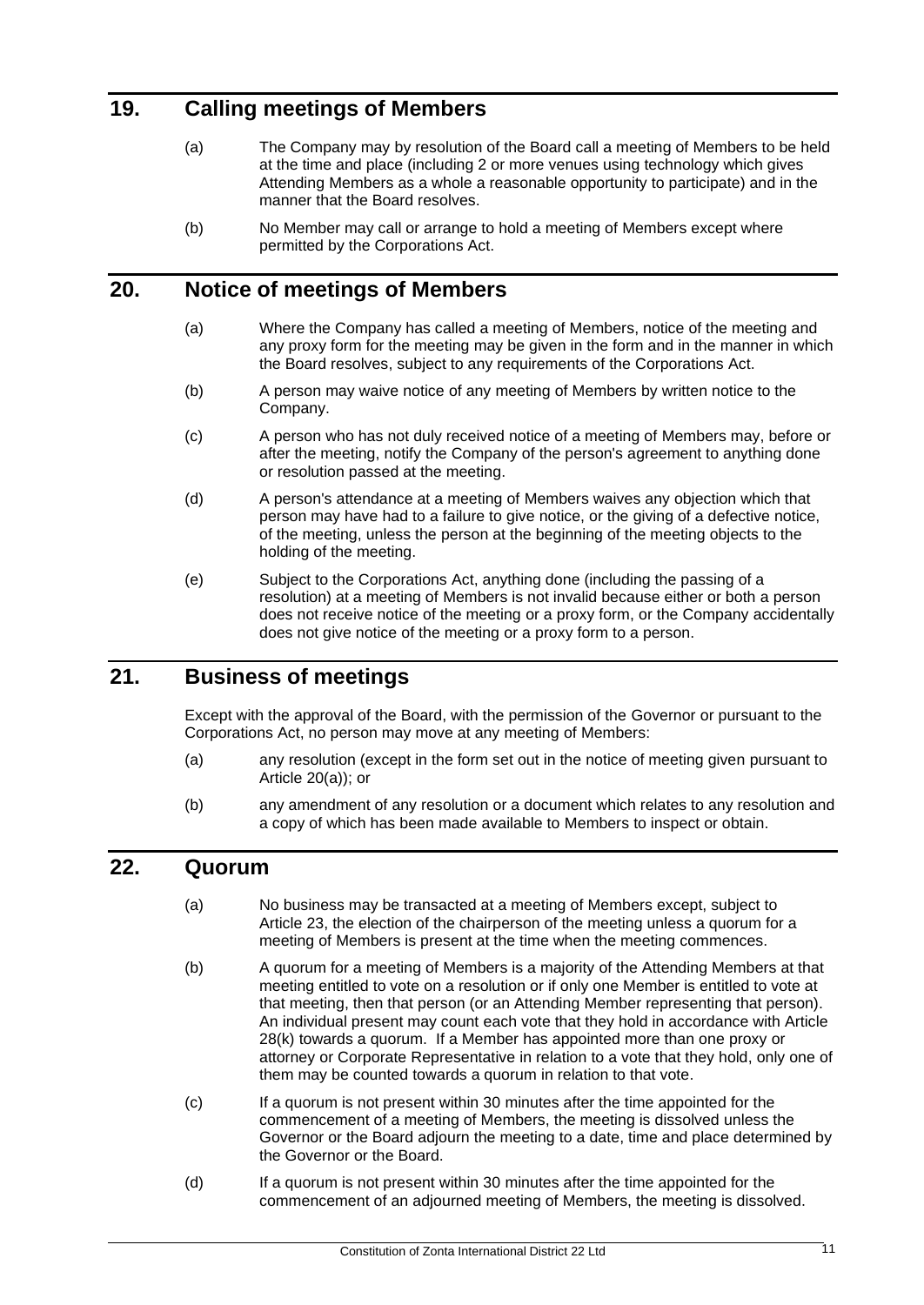## 19. Calling meetings of Members

(a) The Company may by resolution of the Board call a meeting of Members to be held at the time and place (including 2 or more venues using technology which gives Attending Members as a whole a reasonable opportunity to participate) and in the manner that the Board resolves.

(b) No Member may call or arrange to hold a meeting of Members except where permitted by the Corporations Act.

## 20. Notice of meetings of Members

(a) Where the Company has called a meeting of Members, notice of the meeting and any proxy form for the meeting may be given in the form and in the manner in which the Board resolves, subject to any requirements of the Corporations Act.

(b) A person may waive notice of any meeting of Members by written notice to the Company.

(c) A person who has not duly received notice of a meeting of Members may, before or after the meeting, notify the Company of the person's agreement to anything done or resolution passed at the meeting.

(d) A person's attendance at a meeting of Members waives any objection which that person may have had to a failure to give notice, or the giving of a defective notice, of the meeting, unless the person at the beginning of the meeting objects to the holding of the meeting.

(e) Subject to the Corporations Act, anything done (including the passing of a resolution) at a meeting of Members is not invalid because either or both a person does not receive notice of the meeting or a proxy form, or the Company accidentally does not give notice of the meeting or a proxy form to a person.

## 21. Business of meetings

Except with the approval of the Board, with the permission of the Governor or pursuant to the Corporations Act, no person may move at any meeting of Members:

(a) any resolution (except in the form set out in the notice of meeting given pursuant to Article 20(a)); or

(b) any amendment of any resolution or a document which relates to any resolution and a copy of which has been made available to Members to inspect or obtain.

## 22. Quorum

(a) No business may be transacted at a meeting of Members except, subject to Article 23, the election of the chairperson of the meeting unless a quorum for a meeting of Members is present at the time when the meeting commences.

(b) A quorum for a meeting of Members is a majority of the Attending Members at that meeting entitled to vote on a resolution or if only one Member is entitled to vote at that meeting, then that person (or an Attending Member representing that person). An individual present may count each vote that they hold in accordance with Article 28(k) towards a quorum. If a Member has appointed more than one proxy or attorney or Corporate Representative in relation to a vote that they hold, only one of them may be counted towards a quorum in relation to that vote.

(c) If a quorum is not present within 30 minutes after the time appointed for the commencement of a meeting of Members, the meeting is dissolved unless the Governor or the Board adjourn the meeting to a date, time and place determined by the Governor or the Board.

(d) If a quorum is not present within 30 minutes after the time appointed for the commencement of an adjourned meeting of Members, the meeting is dissolved.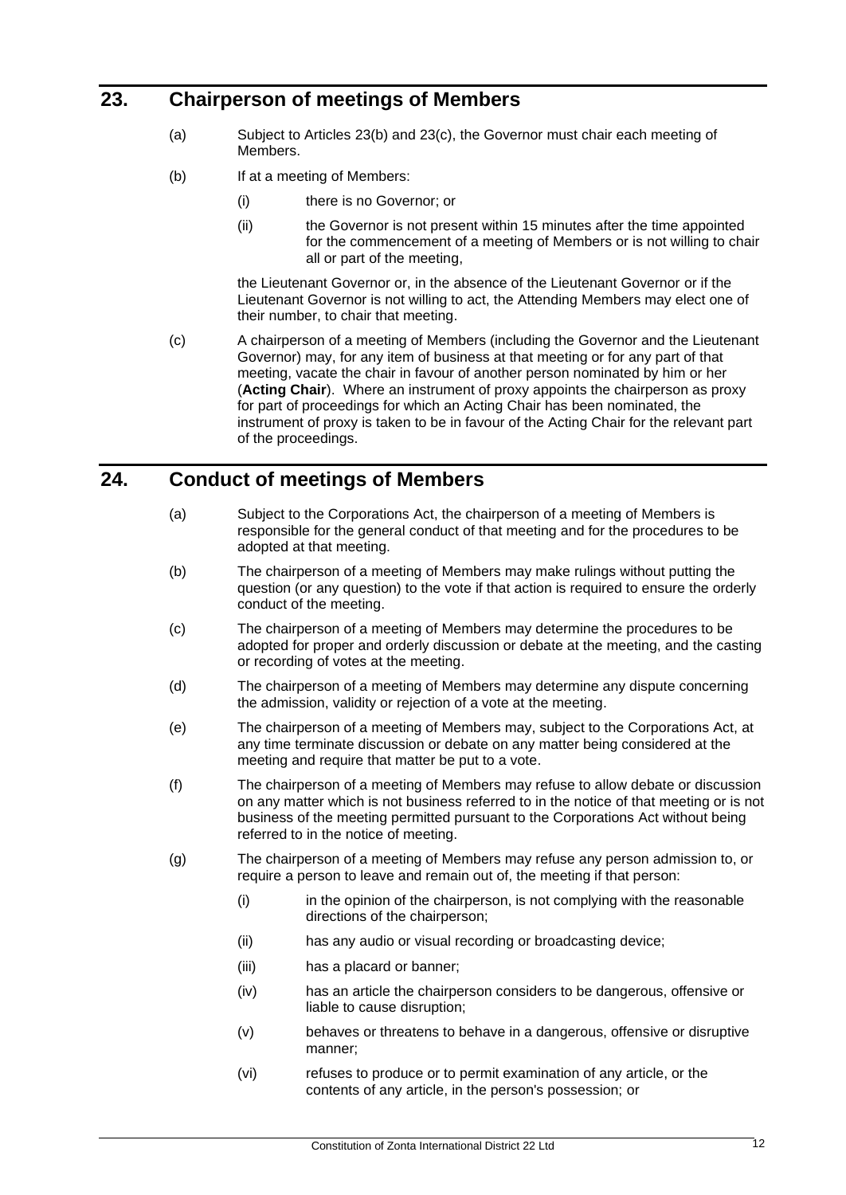## 23. Chairperson of meetings of Members

(a) Subject to Articles 23(b) and 23(c), the Governor must chair each meeting of Members.

(b) If at a meeting of Members:

  (i) there is no Governor; or

  (ii) the Governor is not present within 15 minutes after the time appointed for the commencement of a meeting of Members or is not willing to chair all or part of the meeting,

  the Lieutenant Governor or, in the absence of the Lieutenant Governor or if the Lieutenant Governor is not willing to act, the Attending Members may elect one of their number, to chair that meeting.

(c) A chairperson of a meeting of Members (including the Governor and the Lieutenant Governor) may, for any item of business at that meeting or for any part of that meeting, vacate the chair in favour of another person nominated by him or her (**Acting Chair**). Where an instrument of proxy appoints the chairperson as proxy for part of proceedings for which an Acting Chair has been nominated, the instrument of proxy is taken to be in favour of the Acting Chair for the relevant part of the proceedings.

## 24. Conduct of meetings of Members

(a) Subject to the Corporations Act, the chairperson of a meeting of Members is responsible for the general conduct of that meeting and for the procedures to be adopted at that meeting.

(b) The chairperson of a meeting of Members may make rulings without putting the question (or any question) to the vote if that action is required to ensure the orderly conduct of the meeting.

(c) The chairperson of a meeting of Members may determine the procedures to be adopted for proper and orderly discussion or debate at the meeting, and the casting or recording of votes at the meeting.

(d) The chairperson of a meeting of Members may determine any dispute concerning the admission, validity or rejection of a vote at the meeting.

(e) The chairperson of a meeting of Members may, subject to the Corporations Act, at any time terminate discussion or debate on any matter being considered at the meeting and require that matter be put to a vote.

(f) The chairperson of a meeting of Members may refuse to allow debate or discussion on any matter which is not business referred to in the notice of that meeting or is not business of the meeting permitted pursuant to the Corporations Act without being referred to in the notice of meeting.

(g) The chairperson of a meeting of Members may refuse any person admission to, or require a person to leave and remain out of, the meeting if that person:

  (i) in the opinion of the chairperson, is not complying with the reasonable directions of the chairperson;

  (ii) has any audio or visual recording or broadcasting device;

  (iii) has a placard or banner;

  (iv) has an article the chairperson considers to be dangerous, offensive or liable to cause disruption;

  (v) behaves or threatens to behave in a dangerous, offensive or disruptive manner;

  (vi) refuses to produce or to permit examination of any article, or the contents of any article, in the person's possession; or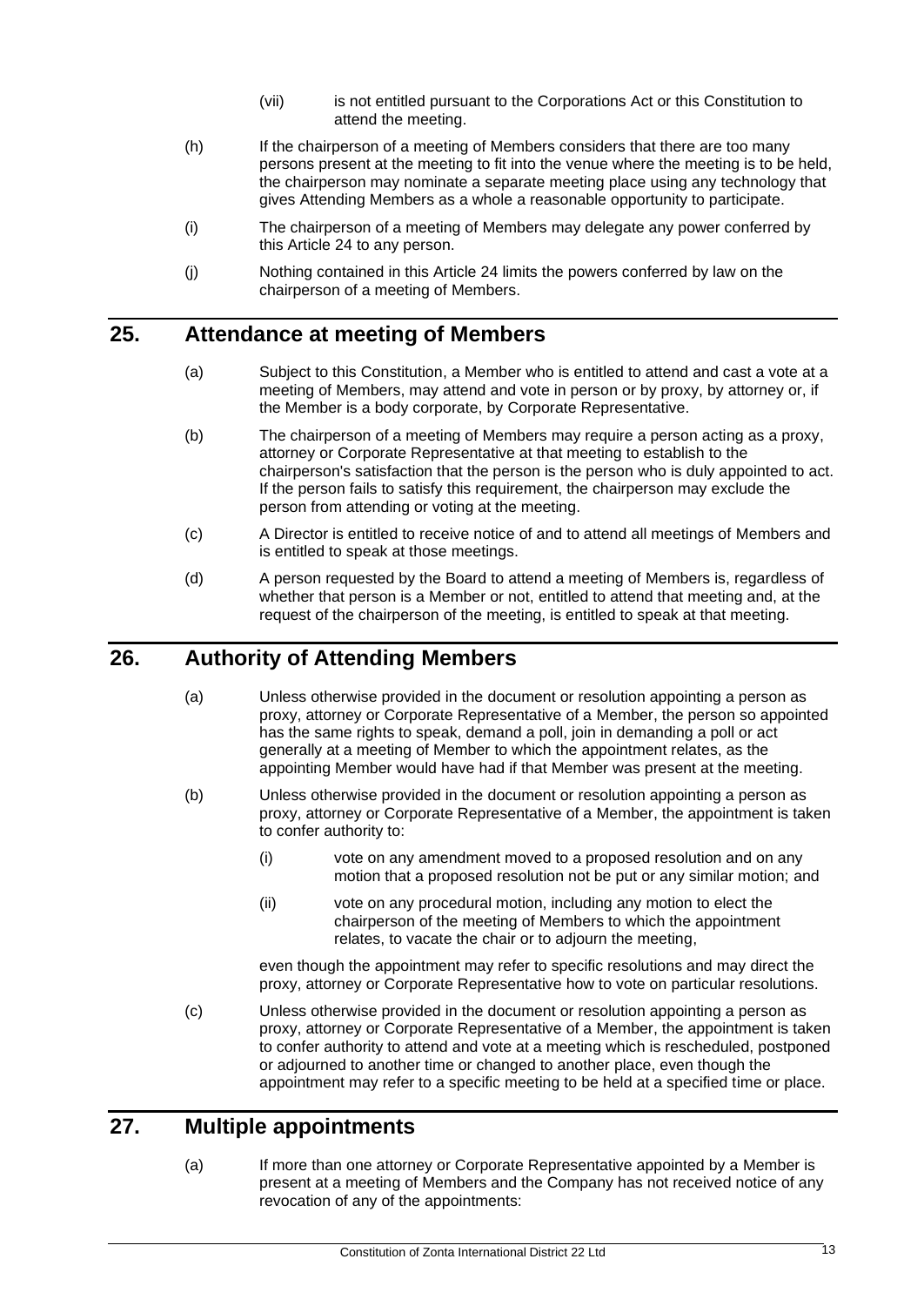(vii) is not entitled pursuant to the Corporations Act or this Constitution to attend the meeting.

(h) If the chairperson of a meeting of Members considers that there are too many persons present at the meeting to fit into the venue where the meeting is to be held, the chairperson may nominate a separate meeting place using any technology that gives Attending Members as a whole a reasonable opportunity to participate.

(i) The chairperson of a meeting of Members may delegate any power conferred by this Article 24 to any person.

(j) Nothing contained in this Article 24 limits the powers conferred by law on the chairperson of a meeting of Members.

## 25. Attendance at meeting of Members

(a) Subject to this Constitution, a Member who is entitled to attend and cast a vote at a meeting of Members, may attend and vote in person or by proxy, by attorney or, if the Member is a body corporate, by Corporate Representative.

(b) The chairperson of a meeting of Members may require a person acting as a proxy, attorney or Corporate Representative at that meeting to establish to the chairperson's satisfaction that the person is the person who is duly appointed to act. If the person fails to satisfy this requirement, the chairperson may exclude the person from attending or voting at the meeting.

(c) A Director is entitled to receive notice of and to attend all meetings of Members and is entitled to speak at those meetings.

(d) A person requested by the Board to attend a meeting of Members is, regardless of whether that person is a Member or not, entitled to attend that meeting and, at the request of the chairperson of the meeting, is entitled to speak at that meeting.

## 26. Authority of Attending Members

(a) Unless otherwise provided in the document or resolution appointing a person as proxy, attorney or Corporate Representative of a Member, the person so appointed has the same rights to speak, demand a poll, join in demanding a poll or act generally at a meeting of Member to which the appointment relates, as the appointing Member would have had if that Member was present at the meeting.

(b) Unless otherwise provided in the document or resolution appointing a person as proxy, attorney or Corporate Representative of a Member, the appointment is taken to confer authority to:

(i) vote on any amendment moved to a proposed resolution and on any motion that a proposed resolution not be put or any similar motion; and

(ii) vote on any procedural motion, including any motion to elect the chairperson of the meeting of Members to which the appointment relates, to vacate the chair or to adjourn the meeting,

even though the appointment may refer to specific resolutions and may direct the proxy, attorney or Corporate Representative how to vote on particular resolutions.

(c) Unless otherwise provided in the document or resolution appointing a person as proxy, attorney or Corporate Representative of a Member, the appointment is taken to confer authority to attend and vote at a meeting which is rescheduled, postponed or adjourned to another time or changed to another place, even though the appointment may refer to a specific meeting to be held at a specified time or place.

## 27. Multiple appointments

(a) If more than one attorney or Corporate Representative appointed by a Member is present at a meeting of Members and the Company has not received notice of any revocation of any of the appointments: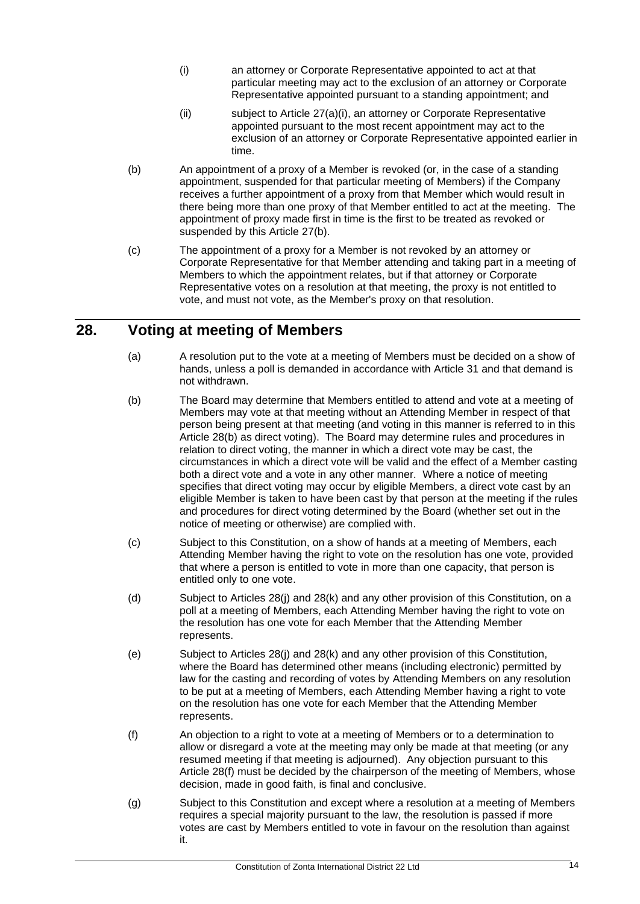(i) an attorney or Corporate Representative appointed to act at that particular meeting may act to the exclusion of an attorney or Corporate Representative appointed pursuant to a standing appointment; and

(ii) subject to Article 27(a)(i), an attorney or Corporate Representative appointed pursuant to the most recent appointment may act to the exclusion of an attorney or Corporate Representative appointed earlier in time.

(b) An appointment of a proxy of a Member is revoked (or, in the case of a standing appointment, suspended for that particular meeting of Members) if the Company receives a further appointment of a proxy from that Member which would result in there being more than one proxy of that Member entitled to act at the meeting. The appointment of proxy made first in time is the first to be treated as revoked or suspended by this Article 27(b).

(c) The appointment of a proxy for a Member is not revoked by an attorney or Corporate Representative for that Member attending and taking part in a meeting of Members to which the appointment relates, but if that attorney or Corporate Representative votes on a resolution at that meeting, the proxy is not entitled to vote, and must not vote, as the Member's proxy on that resolution.

## 28. Voting at meeting of Members

(a) A resolution put to the vote at a meeting of Members must be decided on a show of hands, unless a poll is demanded in accordance with Article 31 and that demand is not withdrawn.

(b) The Board may determine that Members entitled to attend and vote at a meeting of Members may vote at that meeting without an Attending Member in respect of that person being present at that meeting (and voting in this manner is referred to in this Article 28(b) as direct voting). The Board may determine rules and procedures in relation to direct voting, the manner in which a direct vote may be cast, the circumstances in which a direct vote will be valid and the effect of a Member casting both a direct vote and a vote in any other manner. Where a notice of meeting specifies that direct voting may occur by eligible Members, a direct vote cast by an eligible Member is taken to have been cast by that person at the meeting if the rules and procedures for direct voting determined by the Board (whether set out in the notice of meeting or otherwise) are complied with.

(c) Subject to this Constitution, on a show of hands at a meeting of Members, each Attending Member having the right to vote on the resolution has one vote, provided that where a person is entitled to vote in more than one capacity, that person is entitled only to one vote.

(d) Subject to Articles 28(j) and 28(k) and any other provision of this Constitution, on a poll at a meeting of Members, each Attending Member having the right to vote on the resolution has one vote for each Member that the Attending Member represents.

(e) Subject to Articles 28(j) and 28(k) and any other provision of this Constitution, where the Board has determined other means (including electronic) permitted by law for the casting and recording of votes by Attending Members on any resolution to be put at a meeting of Members, each Attending Member having a right to vote on the resolution has one vote for each Member that the Attending Member represents.

(f) An objection to a right to vote at a meeting of Members or to a determination to allow or disregard a vote at the meeting may only be made at that meeting (or any resumed meeting if that meeting is adjourned). Any objection pursuant to this Article 28(f) must be decided by the chairperson of the meeting of Members, whose decision, made in good faith, is final and conclusive.

(g) Subject to this Constitution and except where a resolution at a meeting of Members requires a special majority pursuant to the law, the resolution is passed if more votes are cast by Members entitled to vote in favour on the resolution than against it.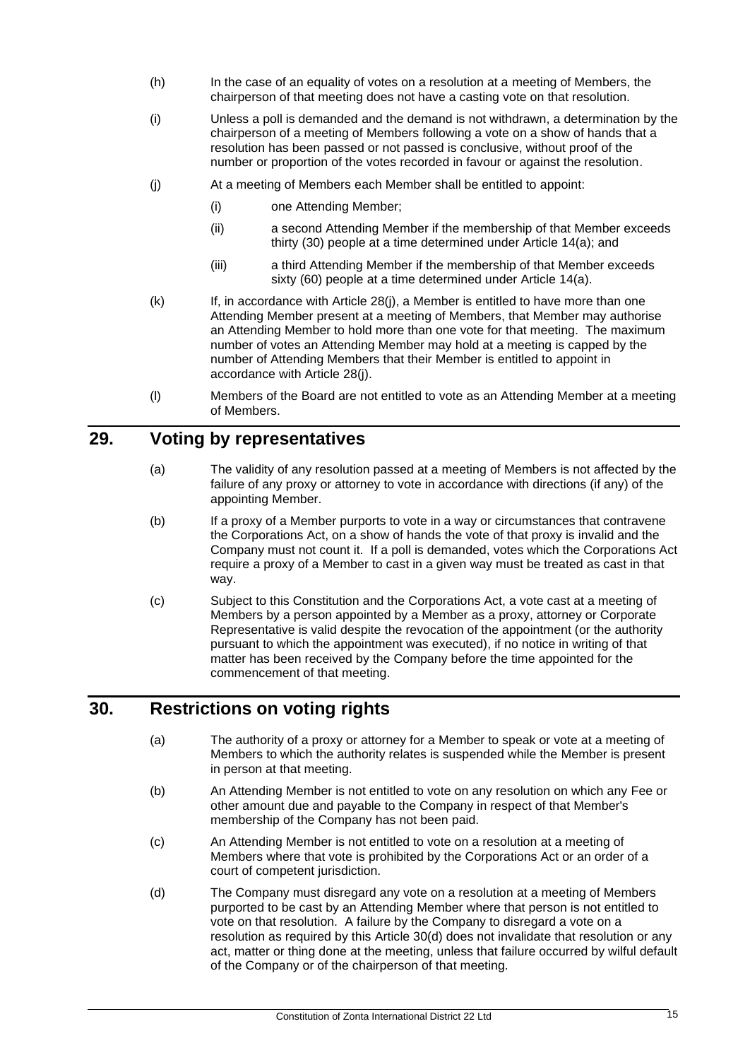(h) In the case of an equality of votes on a resolution at a meeting of Members, the chairperson of that meeting does not have a casting vote on that resolution.

(i) Unless a poll is demanded and the demand is not withdrawn, a determination by the chairperson of a meeting of Members following a vote on a show of hands that a resolution has been passed or not passed is conclusive, without proof of the number or proportion of the votes recorded in favour or against the resolution.

(j) At a meeting of Members each Member shall be entitled to appoint:

  (i) one Attending Member;

  (ii) a second Attending Member if the membership of that Member exceeds thirty (30) people at a time determined under Article 14(a); and

  (iii) a third Attending Member if the membership of that Member exceeds sixty (60) people at a time determined under Article 14(a).

(k) If, in accordance with Article 28(j), a Member is entitled to have more than one Attending Member present at a meeting of Members, that Member may authorise an Attending Member to hold more than one vote for that meeting. The maximum number of votes an Attending Member may hold at a meeting is capped by the number of Attending Members that their Member is entitled to appoint in accordance with Article 28(j).

(l) Members of the Board are not entitled to vote as an Attending Member at a meeting of Members.

## 29. Voting by representatives

(a) The validity of any resolution passed at a meeting of Members is not affected by the failure of any proxy or attorney to vote in accordance with directions (if any) of the appointing Member.

(b) If a proxy of a Member purports to vote in a way or circumstances that contravene the Corporations Act, on a show of hands the vote of that proxy is invalid and the Company must not count it. If a poll is demanded, votes which the Corporations Act require a proxy of a Member to cast in a given way must be treated as cast in that way.

(c) Subject to this Constitution and the Corporations Act, a vote cast at a meeting of Members by a person appointed by a Member as a proxy, attorney or Corporate Representative is valid despite the revocation of the appointment (or the authority pursuant to which the appointment was executed), if no notice in writing of that matter has been received by the Company before the time appointed for the commencement of that meeting.

## 30. Restrictions on voting rights

(a) The authority of a proxy or attorney for a Member to speak or vote at a meeting of Members to which the authority relates is suspended while the Member is present in person at that meeting.

(b) An Attending Member is not entitled to vote on any resolution on which any Fee or other amount due and payable to the Company in respect of that Member's membership of the Company has not been paid.

(c) An Attending Member is not entitled to vote on a resolution at a meeting of Members where that vote is prohibited by the Corporations Act or an order of a court of competent jurisdiction.

(d) The Company must disregard any vote on a resolution at a meeting of Members purported to be cast by an Attending Member where that person is not entitled to vote on that resolution. A failure by the Company to disregard a vote on a resolution as required by this Article 30(d) does not invalidate that resolution or any act, matter or thing done at the meeting, unless that failure occurred by wilful default of the Company or of the chairperson of that meeting.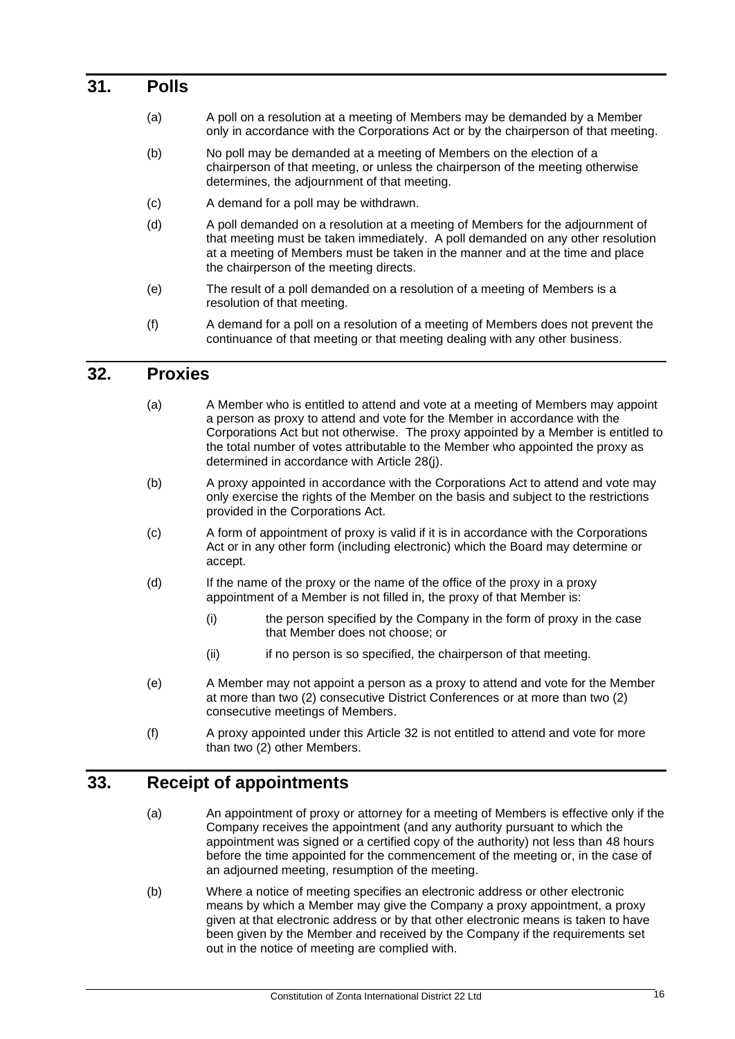## 31. Polls

(a) A poll on a resolution at a meeting of Members may be demanded by a Member only in accordance with the Corporations Act or by the chairperson of that meeting.

(b) No poll may be demanded at a meeting of Members on the election of a chairperson of that meeting, or unless the chairperson of the meeting otherwise determines, the adjournment of that meeting.

(c) A demand for a poll may be withdrawn.

(d) A poll demanded on a resolution at a meeting of Members for the adjournment of that meeting must be taken immediately. A poll demanded on any other resolution at a meeting of Members must be taken in the manner and at the time and place the chairperson of the meeting directs.

(e) The result of a poll demanded on a resolution of a meeting of Members is a resolution of that meeting.

(f) A demand for a poll on a resolution of a meeting of Members does not prevent the continuance of that meeting or that meeting dealing with any other business.

## 32. Proxies

(a) A Member who is entitled to attend and vote at a meeting of Members may appoint a person as proxy to attend and vote for the Member in accordance with the Corporations Act but not otherwise. The proxy appointed by a Member is entitled to the total number of votes attributable to the Member who appointed the proxy as determined in accordance with Article 28(j).

(b) A proxy appointed in accordance with the Corporations Act to attend and vote may only exercise the rights of the Member on the basis and subject to the restrictions provided in the Corporations Act.

(c) A form of appointment of proxy is valid if it is in accordance with the Corporations Act or in any other form (including electronic) which the Board may determine or accept.

(d) If the name of the proxy or the name of the office of the proxy in a proxy appointment of a Member is not filled in, the proxy of that Member is:

  (i) the person specified by the Company in the form of proxy in the case that Member does not choose; or

  (ii) if no person is so specified, the chairperson of that meeting.

(e) A Member may not appoint a person as a proxy to attend and vote for the Member at more than two (2) consecutive District Conferences or at more than two (2) consecutive meetings of Members.

(f) A proxy appointed under this Article 32 is not entitled to attend and vote for more than two (2) other Members.

## 33. Receipt of appointments

(a) An appointment of proxy or attorney for a meeting of Members is effective only if the Company receives the appointment (and any authority pursuant to which the appointment was signed or a certified copy of the authority) not less than 48 hours before the time appointed for the commencement of the meeting or, in the case of an adjourned meeting, resumption of the meeting.

(b) Where a notice of meeting specifies an electronic address or other electronic means by which a Member may give the Company a proxy appointment, a proxy given at that electronic address or by that other electronic means is taken to have been given by the Member and received by the Company if the requirements set out in the notice of meeting are complied with.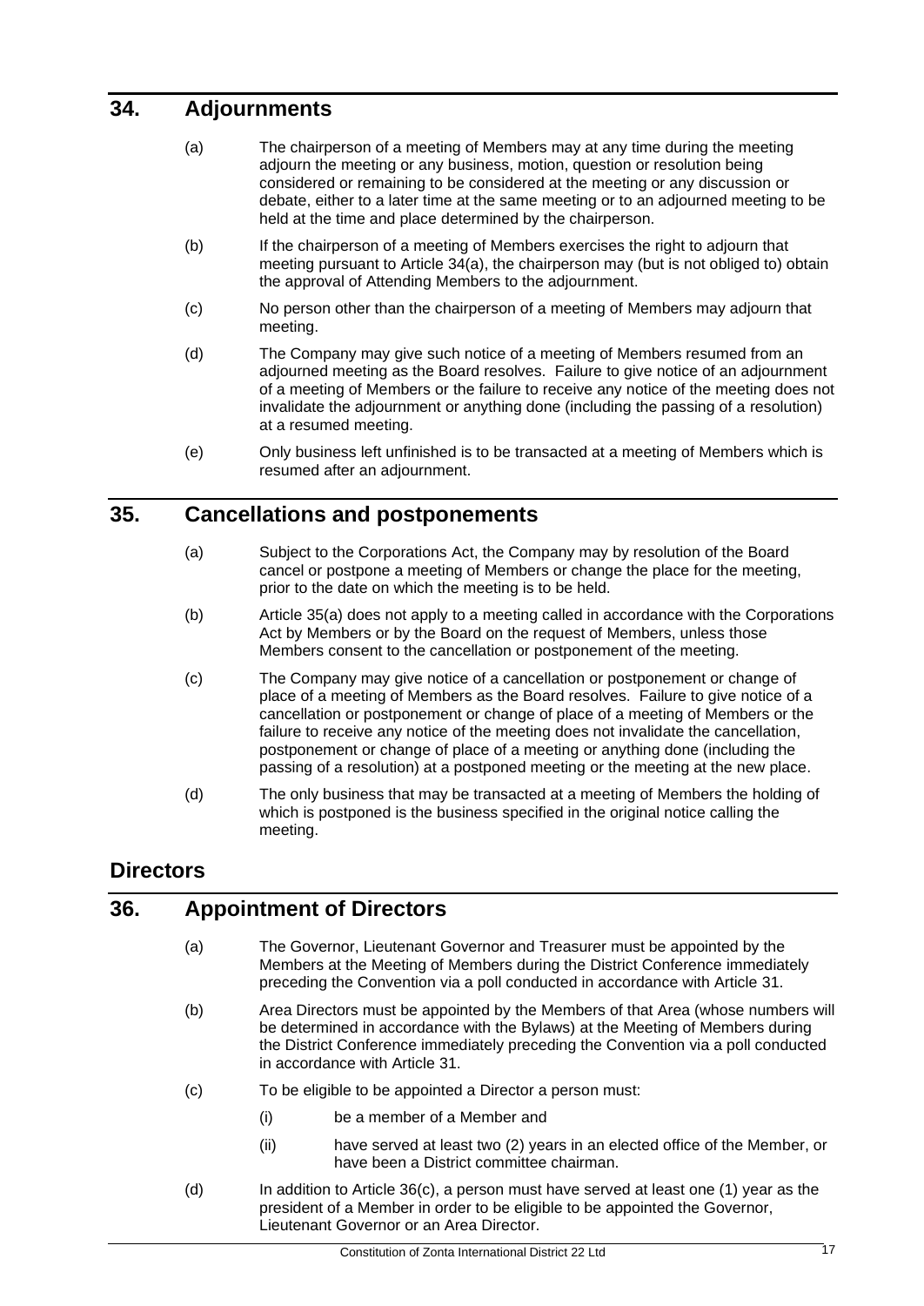## 34. Adjournments

(a) The chairperson of a meeting of Members may at any time during the meeting adjourn the meeting or any business, motion, question or resolution being considered or remaining to be considered at the meeting or any discussion or debate, either to a later time at the same meeting or to an adjourned meeting to be held at the time and place determined by the chairperson.

(b) If the chairperson of a meeting of Members exercises the right to adjourn that meeting pursuant to Article 34(a), the chairperson may (but is not obliged to) obtain the approval of Attending Members to the adjournment.

(c) No person other than the chairperson of a meeting of Members may adjourn that meeting.

(d) The Company may give such notice of a meeting of Members resumed from an adjourned meeting as the Board resolves. Failure to give notice of an adjournment of a meeting of Members or the failure to receive any notice of the meeting does not invalidate the adjournment or anything done (including the passing of a resolution) at a resumed meeting.

(e) Only business left unfinished is to be transacted at a meeting of Members which is resumed after an adjournment.

## 35. Cancellations and postponements

(a) Subject to the Corporations Act, the Company may by resolution of the Board cancel or postpone a meeting of Members or change the place for the meeting, prior to the date on which the meeting is to be held.

(b) Article 35(a) does not apply to a meeting called in accordance with the Corporations Act by Members or by the Board on the request of Members, unless those Members consent to the cancellation or postponement of the meeting.

(c) The Company may give notice of a cancellation or postponement or change of place of a meeting of Members as the Board resolves. Failure to give notice of a cancellation or postponement or change of place of a meeting of Members or the failure to receive any notice of the meeting does not invalidate the cancellation, postponement or change of place of a meeting or anything done (including the passing of a resolution) at a postponed meeting or the meeting at the new place.

(d) The only business that may be transacted at a meeting of Members the holding of which is postponed is the business specified in the original notice calling the meeting.

# Directors

## 36. Appointment of Directors

(a) The Governor, Lieutenant Governor and Treasurer must be appointed by the Members at the Meeting of Members during the District Conference immediately preceding the Convention via a poll conducted in accordance with Article 31.

(b) Area Directors must be appointed by the Members of that Area (whose numbers will be determined in accordance with the Bylaws) at the Meeting of Members during the District Conference immediately preceding the Convention via a poll conducted in accordance with Article 31.

(c) To be eligible to be appointed a Director a person must:

- (i) be a member of a Member and
- (ii) have served at least two (2) years in an elected office of the Member, or have been a District committee chairman.

(d) In addition to Article 36(c), a person must have served at least one (1) year as the president of a Member in order to be eligible to be appointed the Governor, Lieutenant Governor or an Area Director.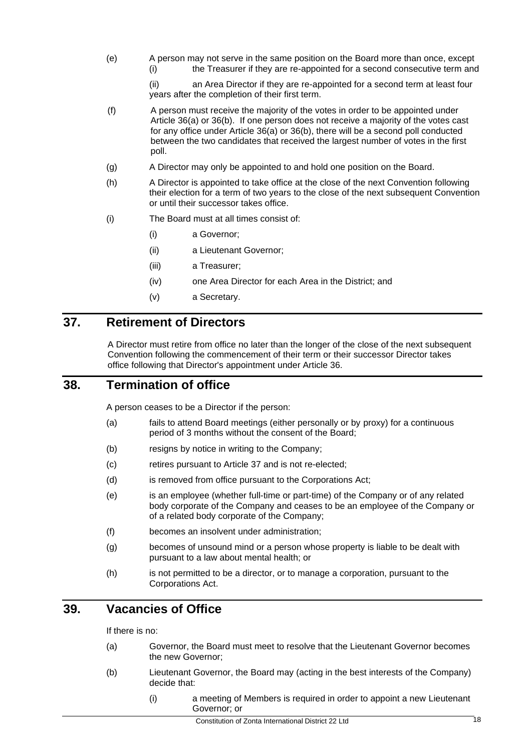(e) A person may not serve in the same position on the Board more than once, except

(i) the Treasurer if they are re-appointed for a second consecutive term and

(ii) an Area Director if they are re-appointed for a second term at least four years after the completion of their first term.

(f) A person must receive the majority of the votes in order to be appointed under Article 36(a) or 36(b). If one person does not receive a majority of the votes cast for any office under Article 36(a) or 36(b), there will be a second poll conducted between the two candidates that received the largest number of votes in the first poll.

(g) A Director may only be appointed to and hold one position on the Board.

(h) A Director is appointed to take office at the close of the next Convention following their election for a term of two years to the close of the next subsequent Convention or until their successor takes office.

(i) The Board must at all times consist of:

(i) a Governor;

(ii) a Lieutenant Governor;

(iii) a Treasurer;

(iv) one Area Director for each Area in the District; and

(v) a Secretary.

## 37. Retirement of Directors

A Director must retire from office no later than the longer of the close of the next subsequent Convention following the commencement of their term or their successor Director takes office following that Director's appointment under Article 36.

## 38. Termination of office

A person ceases to be a Director if the person:

(a) fails to attend Board meetings (either personally or by proxy) for a continuous period of 3 months without the consent of the Board;

(b) resigns by notice in writing to the Company;

(c) retires pursuant to Article 37 and is not re-elected;

(d) is removed from office pursuant to the Corporations Act;

(e) is an employee (whether full-time or part-time) of the Company or of any related body corporate of the Company and ceases to be an employee of the Company or of a related body corporate of the Company;

(f) becomes an insolvent under administration;

(g) becomes of unsound mind or a person whose property is liable to be dealt with pursuant to a law about mental health; or

(h) is not permitted to be a director, or to manage a corporation, pursuant to the Corporations Act.

## 39. Vacancies of Office

If there is no:

(a) Governor, the Board must meet to resolve that the Lieutenant Governor becomes the new Governor;

(b) Lieutenant Governor, the Board may (acting in the best interests of the Company) decide that:

(i) a meeting of Members is required in order to appoint a new Lieutenant Governor; or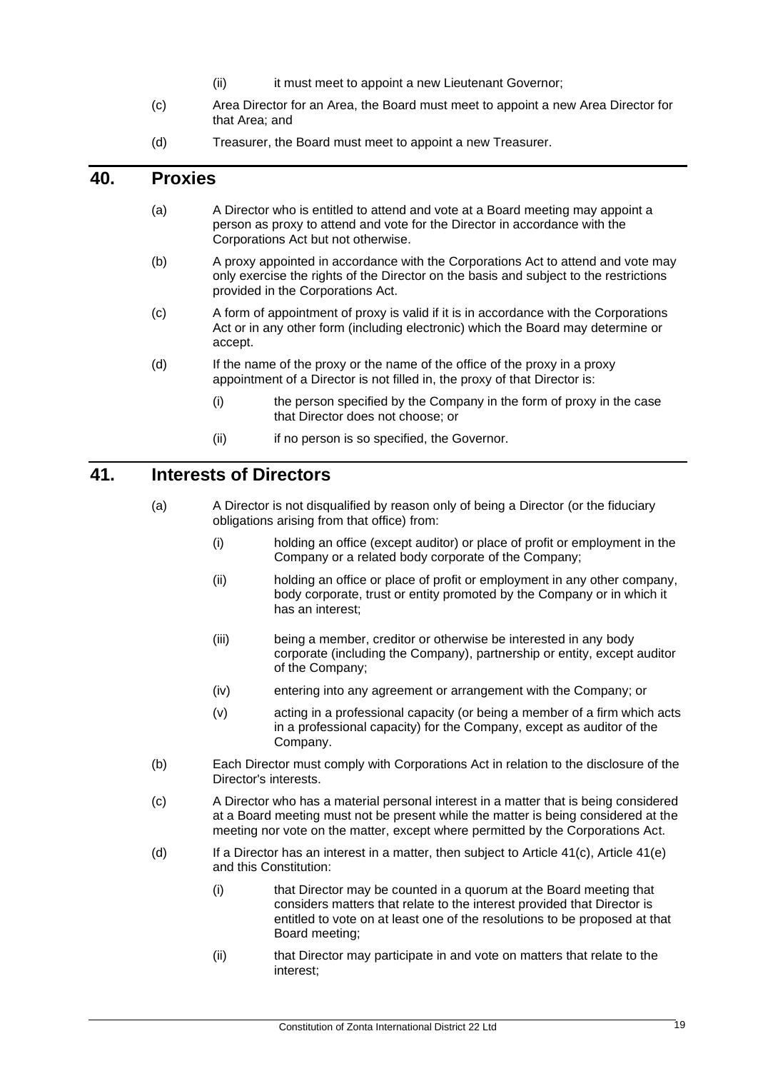(ii) it must meet to appoint a new Lieutenant Governor;

(c) Area Director for an Area, the Board must meet to appoint a new Area Director for that Area; and

(d) Treasurer, the Board must meet to appoint a new Treasurer.

## 40. Proxies

(a) A Director who is entitled to attend and vote at a Board meeting may appoint a person as proxy to attend and vote for the Director in accordance with the Corporations Act but not otherwise.

(b) A proxy appointed in accordance with the Corporations Act to attend and vote may only exercise the rights of the Director on the basis and subject to the restrictions provided in the Corporations Act.

(c) A form of appointment of proxy is valid if it is in accordance with the Corporations Act or in any other form (including electronic) which the Board may determine or accept.

(d) If the name of the proxy or the name of the office of the proxy in a proxy appointment of a Director is not filled in, the proxy of that Director is:

(i) the person specified by the Company in the form of proxy in the case that Director does not choose; or

(ii) if no person is so specified, the Governor.

## 41. Interests of Directors

(a) A Director is not disqualified by reason only of being a Director (or the fiduciary obligations arising from that office) from:

(i) holding an office (except auditor) or place of profit or employment in the Company or a related body corporate of the Company;

(ii) holding an office or place of profit or employment in any other company, body corporate, trust or entity promoted by the Company or in which it has an interest;

(iii) being a member, creditor or otherwise be interested in any body corporate (including the Company), partnership or entity, except auditor of the Company;

(iv) entering into any agreement or arrangement with the Company; or

(v) acting in a professional capacity (or being a member of a firm which acts in a professional capacity) for the Company, except as auditor of the Company.

(b) Each Director must comply with Corporations Act in relation to the disclosure of the Director's interests.

(c) A Director who has a material personal interest in a matter that is being considered at a Board meeting must not be present while the matter is being considered at the meeting nor vote on the matter, except where permitted by the Corporations Act.

(d) If a Director has an interest in a matter, then subject to Article 41(c), Article 41(e) and this Constitution:

(i) that Director may be counted in a quorum at the Board meeting that considers matters that relate to the interest provided that Director is entitled to vote on at least one of the resolutions to be proposed at that Board meeting;

(ii) that Director may participate in and vote on matters that relate to the interest;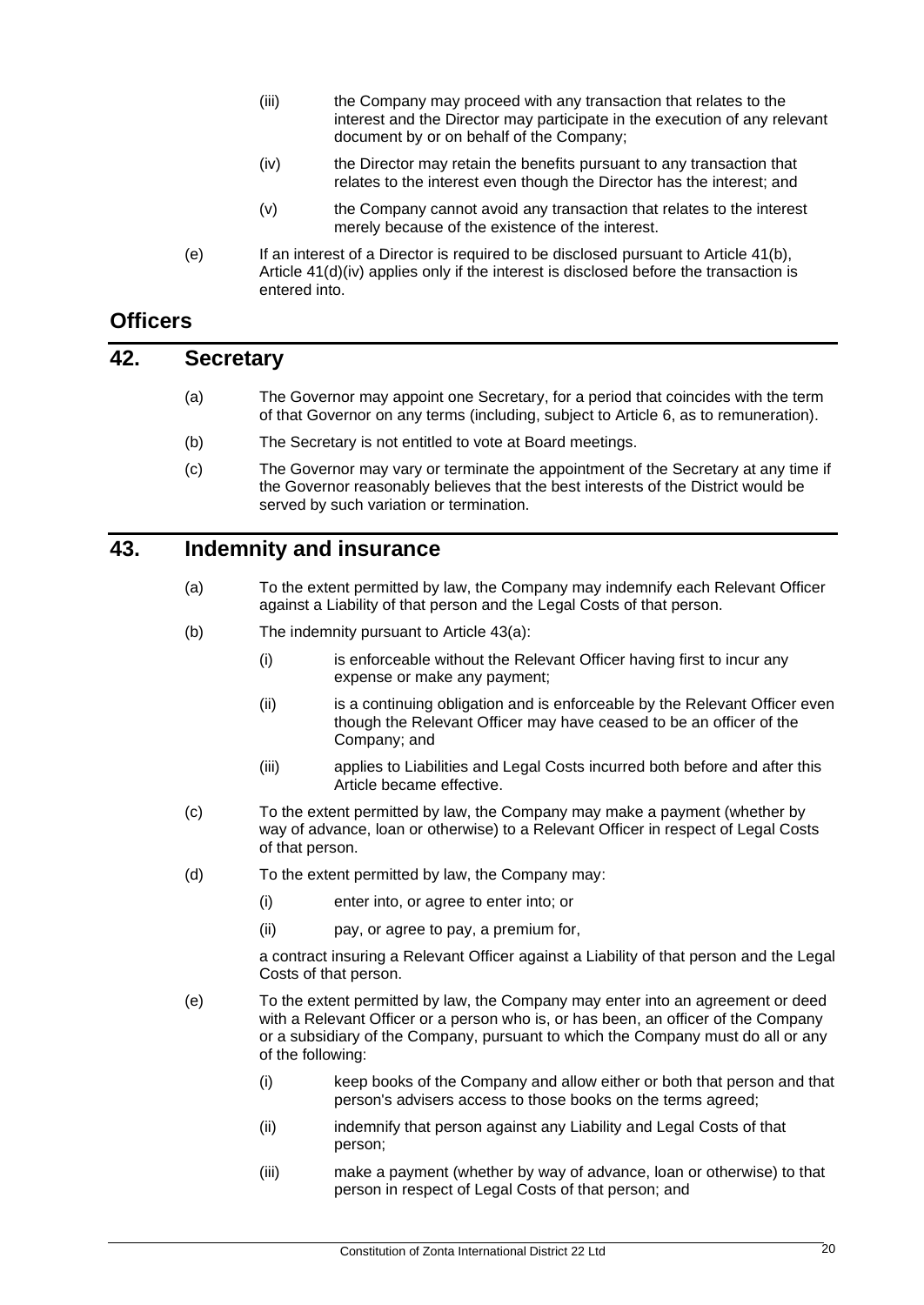(iii) the Company may proceed with any transaction that relates to the interest and the Director may participate in the execution of any relevant document by or on behalf of the Company;

(iv) the Director may retain the benefits pursuant to any transaction that relates to the interest even though the Director has the interest; and

(v) the Company cannot avoid any transaction that relates to the interest merely because of the existence of the interest.

(e) If an interest of a Director is required to be disclosed pursuant to Article 41(b), Article 41(d)(iv) applies only if the interest is disclosed before the transaction is entered into.

# Officers

## 42. Secretary

(a) The Governor may appoint one Secretary, for a period that coincides with the term of that Governor on any terms (including, subject to Article 6, as to remuneration).

(b) The Secretary is not entitled to vote at Board meetings.

(c) The Governor may vary or terminate the appointment of the Secretary at any time if the Governor reasonably believes that the best interests of the District would be served by such variation or termination.

## 43. Indemnity and insurance

(a) To the extent permitted by law, the Company may indemnify each Relevant Officer against a Liability of that person and the Legal Costs of that person.

(b) The indemnity pursuant to Article 43(a):

(i) is enforceable without the Relevant Officer having first to incur any expense or make any payment;

(ii) is a continuing obligation and is enforceable by the Relevant Officer even though the Relevant Officer may have ceased to be an officer of the Company; and

(iii) applies to Liabilities and Legal Costs incurred both before and after this Article became effective.

(c) To the extent permitted by law, the Company may make a payment (whether by way of advance, loan or otherwise) to a Relevant Officer in respect of Legal Costs of that person.

(d) To the extent permitted by law, the Company may:

(i) enter into, or agree to enter into; or

(ii) pay, or agree to pay, a premium for,

a contract insuring a Relevant Officer against a Liability of that person and the Legal Costs of that person.

(e) To the extent permitted by law, the Company may enter into an agreement or deed with a Relevant Officer or a person who is, or has been, an officer of the Company or a subsidiary of the Company, pursuant to which the Company must do all or any of the following:

(i) keep books of the Company and allow either or both that person and that person's advisers access to those books on the terms agreed;

(ii) indemnify that person against any Liability and Legal Costs of that person;

(iii) make a payment (whether by way of advance, loan or otherwise) to that person in respect of Legal Costs of that person; and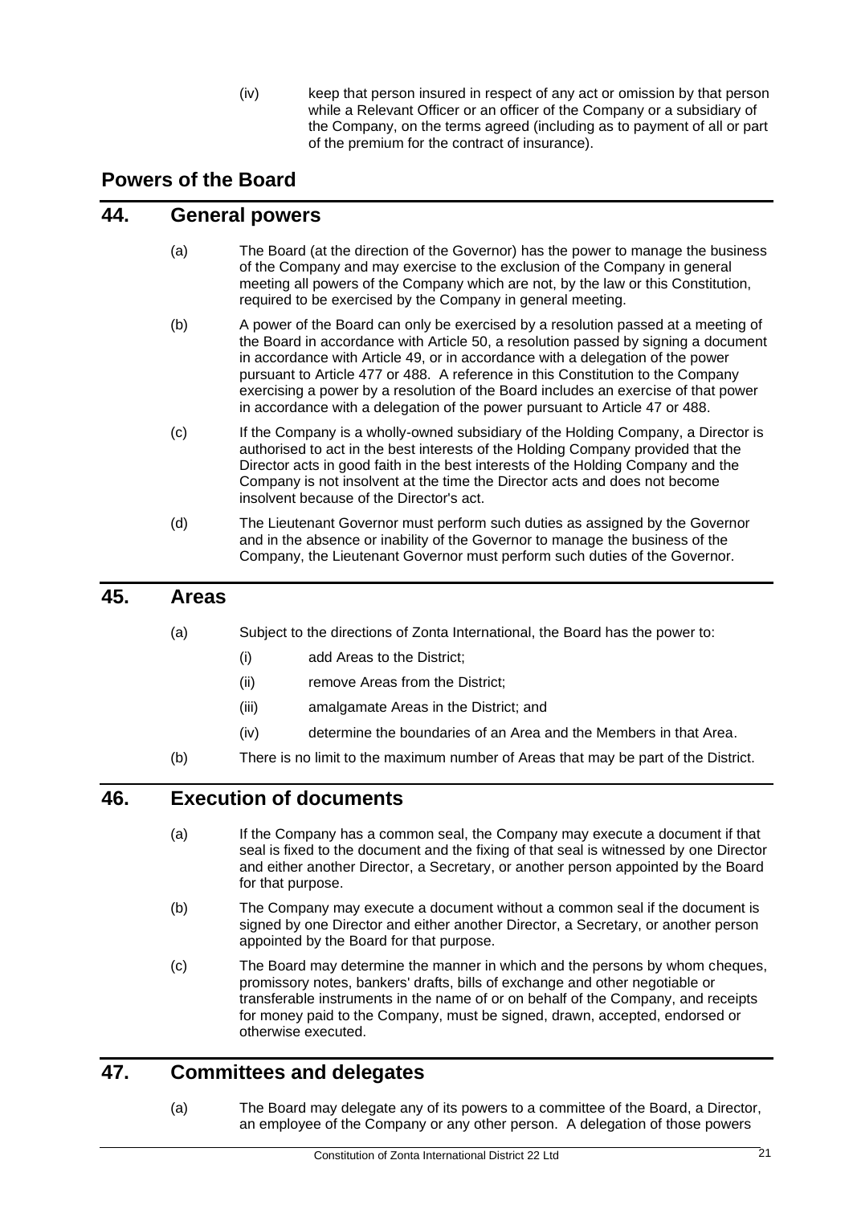(iv) keep that person insured in respect of any act or omission by that person while a Relevant Officer or an officer of the Company or a subsidiary of the Company, on the terms agreed (including as to payment of all or part of the premium for the contract of insurance).

## Powers of the Board

## 44. General powers

(a) The Board (at the direction of the Governor) has the power to manage the business of the Company and may exercise to the exclusion of the Company in general meeting all powers of the Company which are not, by the law or this Constitution, required to be exercised by the Company in general meeting.

(b) A power of the Board can only be exercised by a resolution passed at a meeting of the Board in accordance with Article 50, a resolution passed by signing a document in accordance with Article 49, or in accordance with a delegation of the power pursuant to Article 477 or 488. A reference in this Constitution to the Company exercising a power by a resolution of the Board includes an exercise of that power in accordance with a delegation of the power pursuant to Article 47 or 488.

(c) If the Company is a wholly-owned subsidiary of the Holding Company, a Director is authorised to act in the best interests of the Holding Company provided that the Director acts in good faith in the best interests of the Holding Company and the Company is not insolvent at the time the Director acts and does not become insolvent because of the Director's act.

(d) The Lieutenant Governor must perform such duties as assigned by the Governor and in the absence or inability of the Governor to manage the business of the Company, the Lieutenant Governor must perform such duties of the Governor.

## 45. Areas

(a) Subject to the directions of Zonta International, the Board has the power to:

(i) add Areas to the District;

(ii) remove Areas from the District;

(iii) amalgamate Areas in the District; and

(iv) determine the boundaries of an Area and the Members in that Area.

(b) There is no limit to the maximum number of Areas that may be part of the District.

## 46. Execution of documents

(a) If the Company has a common seal, the Company may execute a document if that seal is fixed to the document and the fixing of that seal is witnessed by one Director and either another Director, a Secretary, or another person appointed by the Board for that purpose.

(b) The Company may execute a document without a common seal if the document is signed by one Director and either another Director, a Secretary, or another person appointed by the Board for that purpose.

(c) The Board may determine the manner in which and the persons by whom cheques, promissory notes, bankers' drafts, bills of exchange and other negotiable or transferable instruments in the name of or on behalf of the Company, and receipts for money paid to the Company, must be signed, drawn, accepted, endorsed or otherwise executed.

## 47. Committees and delegates

(a) The Board may delegate any of its powers to a committee of the Board, a Director, an employee of the Company or any other person. A delegation of those powers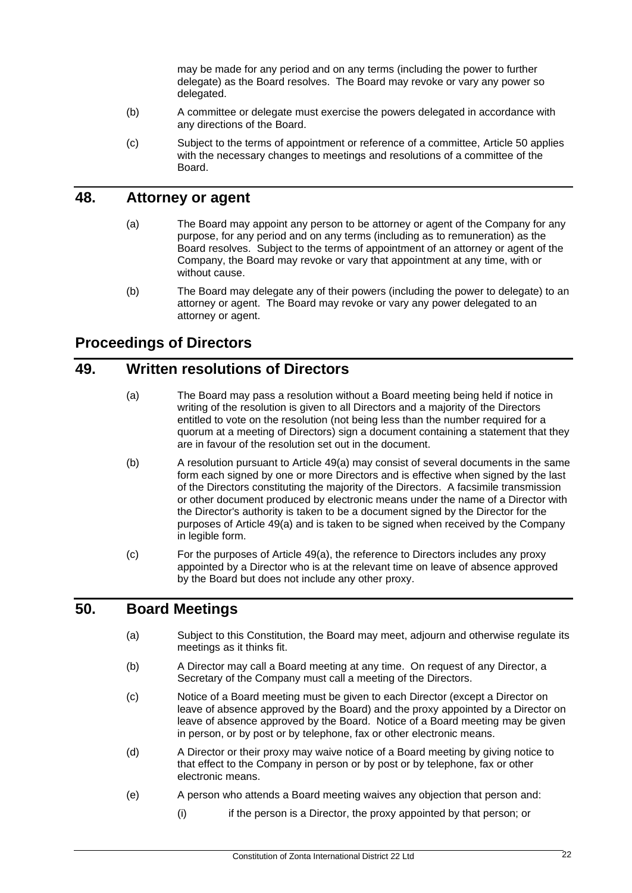may be made for any period and on any terms (including the power to further delegate) as the Board resolves. The Board may revoke or vary any power so delegated.

(b) A committee or delegate must exercise the powers delegated in accordance with any directions of the Board.

(c) Subject to the terms of appointment or reference of a committee, Article 50 applies with the necessary changes to meetings and resolutions of a committee of the Board.

## 48. Attorney or agent

(a) The Board may appoint any person to be attorney or agent of the Company for any purpose, for any period and on any terms (including as to remuneration) as the Board resolves. Subject to the terms of appointment of an attorney or agent of the Company, the Board may revoke or vary that appointment at any time, with or without cause.

(b) The Board may delegate any of their powers (including the power to delegate) to an attorney or agent. The Board may revoke or vary any power delegated to an attorney or agent.

# Proceedings of Directors

## 49. Written resolutions of Directors

(a) The Board may pass a resolution without a Board meeting being held if notice in writing of the resolution is given to all Directors and a majority of the Directors entitled to vote on the resolution (not being less than the number required for a quorum at a meeting of Directors) sign a document containing a statement that they are in favour of the resolution set out in the document.

(b) A resolution pursuant to Article 49(a) may consist of several documents in the same form each signed by one or more Directors and is effective when signed by the last of the Directors constituting the majority of the Directors. A facsimile transmission or other document produced by electronic means under the name of a Director with the Director's authority is taken to be a document signed by the Director for the purposes of Article 49(a) and is taken to be signed when received by the Company in legible form.

(c) For the purposes of Article 49(a), the reference to Directors includes any proxy appointed by a Director who is at the relevant time on leave of absence approved by the Board but does not include any other proxy.

## 50. Board Meetings

(a) Subject to this Constitution, the Board may meet, adjourn and otherwise regulate its meetings as it thinks fit.

(b) A Director may call a Board meeting at any time. On request of any Director, a Secretary of the Company must call a meeting of the Directors.

(c) Notice of a Board meeting must be given to each Director (except a Director on leave of absence approved by the Board) and the proxy appointed by a Director on leave of absence approved by the Board. Notice of a Board meeting may be given in person, or by post or by telephone, fax or other electronic means.

(d) A Director or their proxy may waive notice of a Board meeting by giving notice to that effect to the Company in person or by post or by telephone, fax or other electronic means.

(e) A person who attends a Board meeting waives any objection that person and:

(i) if the person is a Director, the proxy appointed by that person; or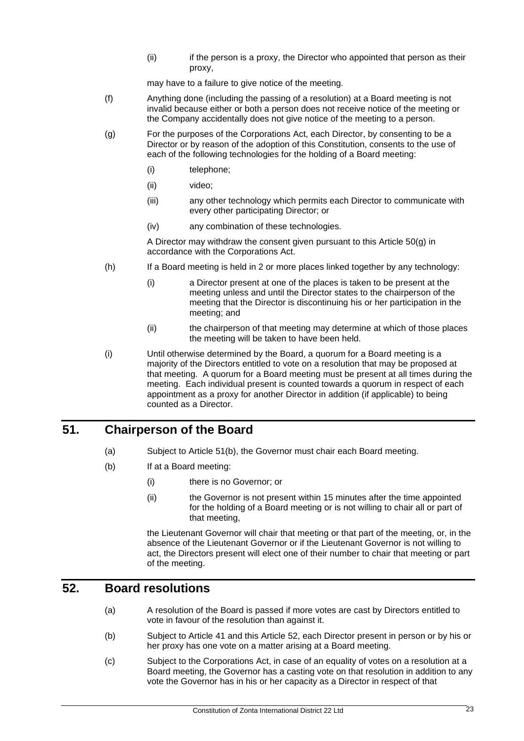(ii) if the person is a proxy, the Director who appointed that person as their proxy,

may have to a failure to give notice of the meeting.

(f) Anything done (including the passing of a resolution) at a Board meeting is not invalid because either or both a person does not receive notice of the meeting or the Company accidentally does not give notice of the meeting to a person.

(g) For the purposes of the Corporations Act, each Director, by consenting to be a Director or by reason of the adoption of this Constitution, consents to the use of each of the following technologies for the holding of a Board meeting:

(i) telephone;

(ii) video;

(iii) any other technology which permits each Director to communicate with every other participating Director; or

(iv) any combination of these technologies.

A Director may withdraw the consent given pursuant to this Article 50(g) in accordance with the Corporations Act.

(h) If a Board meeting is held in 2 or more places linked together by any technology:

(i) a Director present at one of the places is taken to be present at the meeting unless and until the Director states to the chairperson of the meeting that the Director is discontinuing his or her participation in the meeting; and

(ii) the chairperson of that meeting may determine at which of those places the meeting will be taken to have been held.

(i) Until otherwise determined by the Board, a quorum for a Board meeting is a majority of the Directors entitled to vote on a resolution that may be proposed at that meeting. A quorum for a Board meeting must be present at all times during the meeting. Each individual present is counted towards a quorum in respect of each appointment as a proxy for another Director in addition (if applicable) to being counted as a Director.

## 51. Chairperson of the Board

(a) Subject to Article 51(b), the Governor must chair each Board meeting.

(b) If at a Board meeting:

(i) there is no Governor; or

(ii) the Governor is not present within 15 minutes after the time appointed for the holding of a Board meeting or is not willing to chair all or part of that meeting,

the Lieutenant Governor will chair that meeting or that part of the meeting, or, in the absence of the Lieutenant Governor or if the Lieutenant Governor is not willing to act, the Directors present will elect one of their number to chair that meeting or part of the meeting.

## 52. Board resolutions

(a) A resolution of the Board is passed if more votes are cast by Directors entitled to vote in favour of the resolution than against it.

(b) Subject to Article 41 and this Article 52, each Director present in person or by his or her proxy has one vote on a matter arising at a Board meeting.

(c) Subject to the Corporations Act, in case of an equality of votes on a resolution at a Board meeting, the Governor has a casting vote on that resolution in addition to any vote the Governor has in his or her capacity as a Director in respect of that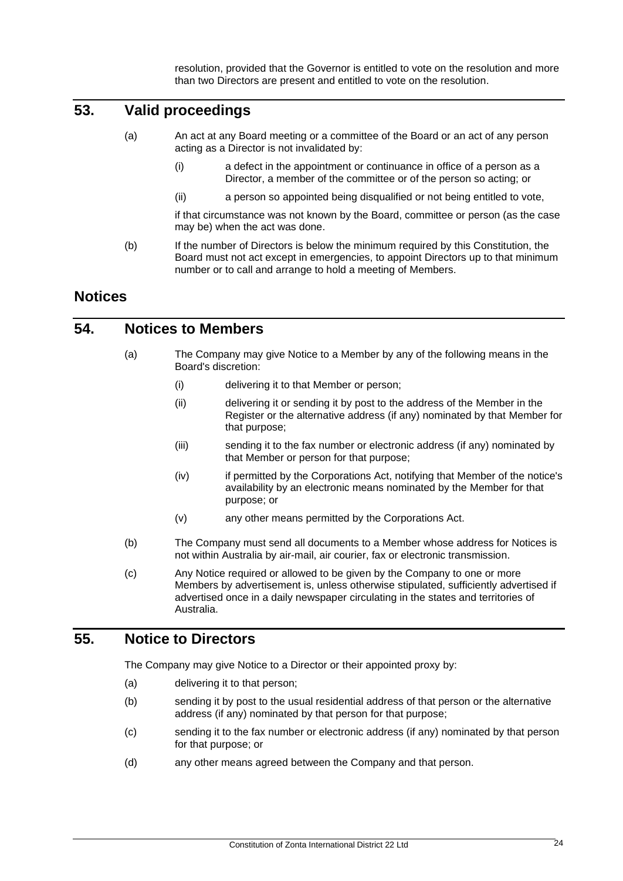resolution, provided that the Governor is entitled to vote on the resolution and more than two Directors are present and entitled to vote on the resolution.

## 53. Valid proceedings

(a) An act at any Board meeting or a committee of the Board or an act of any person acting as a Director is not invalidated by:

  (i) a defect in the appointment or continuance in office of a person as a Director, a member of the committee or of the person so acting; or

  (ii) a person so appointed being disqualified or not being entitled to vote,

  if that circumstance was not known by the Board, committee or person (as the case may be) when the act was done.

(b) If the number of Directors is below the minimum required by this Constitution, the Board must not act except in emergencies, to appoint Directors up to that minimum number or to call and arrange to hold a meeting of Members.

# Notices

## 54. Notices to Members

(a) The Company may give Notice to a Member by any of the following means in the Board's discretion:

  (i) delivering it to that Member or person;

  (ii) delivering it or sending it by post to the address of the Member in the Register or the alternative address (if any) nominated by that Member for that purpose;

  (iii) sending it to the fax number or electronic address (if any) nominated by that Member or person for that purpose;

  (iv) if permitted by the Corporations Act, notifying that Member of the notice's availability by an electronic means nominated by the Member for that purpose; or

  (v) any other means permitted by the Corporations Act.

(b) The Company must send all documents to a Member whose address for Notices is not within Australia by air-mail, air courier, fax or electronic transmission.

(c) Any Notice required or allowed to be given by the Company to one or more Members by advertisement is, unless otherwise stipulated, sufficiently advertised if advertised once in a daily newspaper circulating in the states and territories of Australia.

## 55. Notice to Directors

The Company may give Notice to a Director or their appointed proxy by:

(a) delivering it to that person;

(b) sending it by post to the usual residential address of that person or the alternative address (if any) nominated by that person for that purpose;

(c) sending it to the fax number or electronic address (if any) nominated by that person for that purpose; or

(d) any other means agreed between the Company and that person.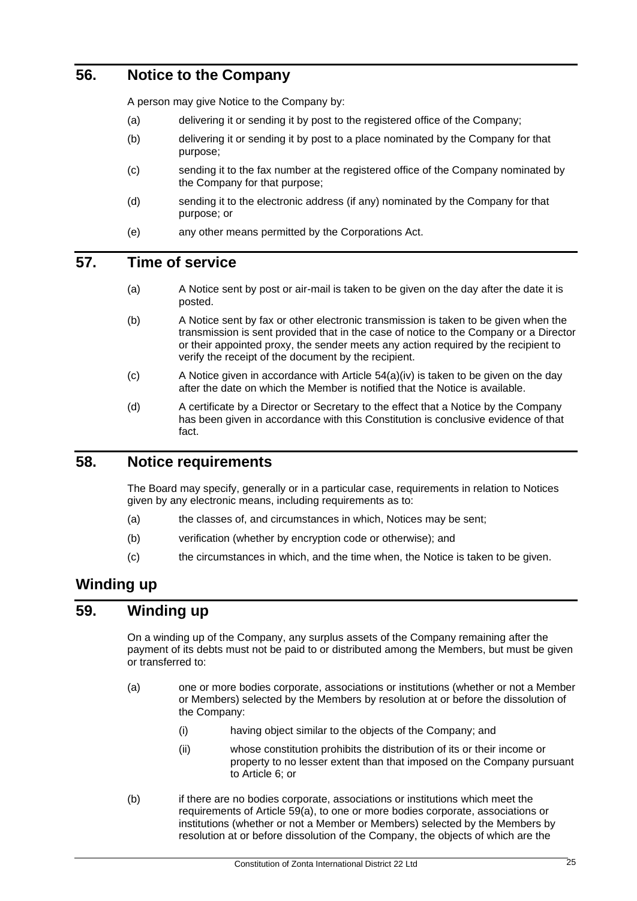## 56. Notice to the Company

A person may give Notice to the Company by:

(a) delivering it or sending it by post to the registered office of the Company;

(b) delivering it or sending it by post to a place nominated by the Company for that purpose;

(c) sending it to the fax number at the registered office of the Company nominated by the Company for that purpose;

(d) sending it to the electronic address (if any) nominated by the Company for that purpose; or

(e) any other means permitted by the Corporations Act.

## 57. Time of service

(a) A Notice sent by post or air-mail is taken to be given on the day after the date it is posted.

(b) A Notice sent by fax or other electronic transmission is taken to be given when the transmission is sent provided that in the case of notice to the Company or a Director or their appointed proxy, the sender meets any action required by the recipient to verify the receipt of the document by the recipient.

(c) A Notice given in accordance with Article 54(a)(iv) is taken to be given on the day after the date on which the Member is notified that the Notice is available.

(d) A certificate by a Director or Secretary to the effect that a Notice by the Company has been given in accordance with this Constitution is conclusive evidence of that fact.

## 58. Notice requirements

The Board may specify, generally or in a particular case, requirements in relation to Notices given by any electronic means, including requirements as to:

(a) the classes of, and circumstances in which, Notices may be sent;

(b) verification (whether by encryption code or otherwise); and

(c) the circumstances in which, and the time when, the Notice is taken to be given.

# Winding up

## 59. Winding up

On a winding up of the Company, any surplus assets of the Company remaining after the payment of its debts must not be paid to or distributed among the Members, but must be given or transferred to:

(a) one or more bodies corporate, associations or institutions (whether or not a Member or Members) selected by the Members by resolution at or before the dissolution of the Company:

  (i) having object similar to the objects of the Company; and

  (ii) whose constitution prohibits the distribution of its or their income or property to no lesser extent than that imposed on the Company pursuant to Article 6; or

(b) if there are no bodies corporate, associations or institutions which meet the requirements of Article 59(a), to one or more bodies corporate, associations or institutions (whether or not a Member or Members) selected by the Members by resolution at or before dissolution of the Company, the objects of which are the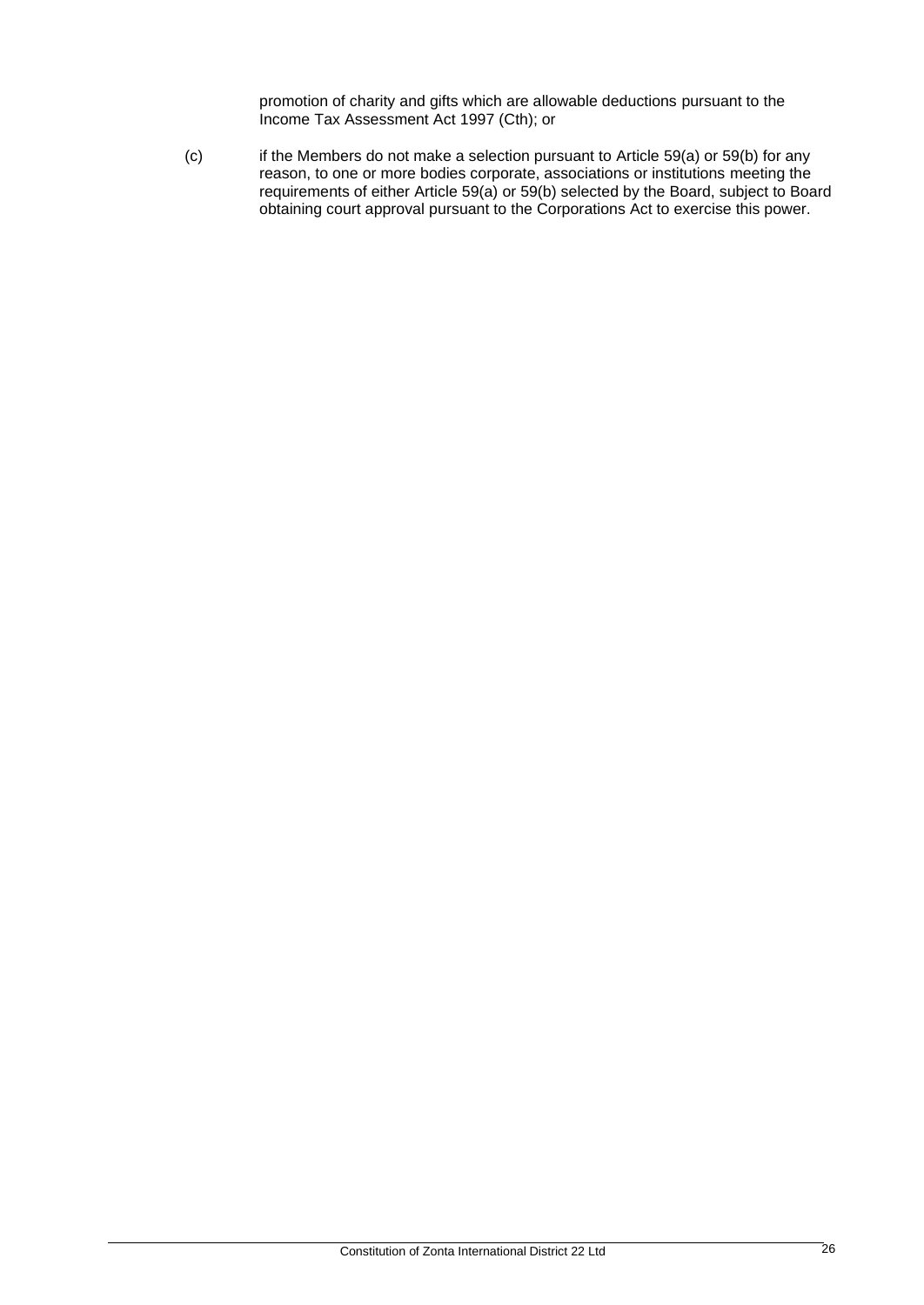promotion of charity and gifts which are allowable deductions pursuant to the Income Tax Assessment Act 1997 (Cth); or

(c) if the Members do not make a selection pursuant to Article 59(a) or 59(b) for any reason, to one or more bodies corporate, associations or institutions meeting the requirements of either Article 59(a) or 59(b) selected by the Board, subject to Board obtaining court approval pursuant to the Corporations Act to exercise this power.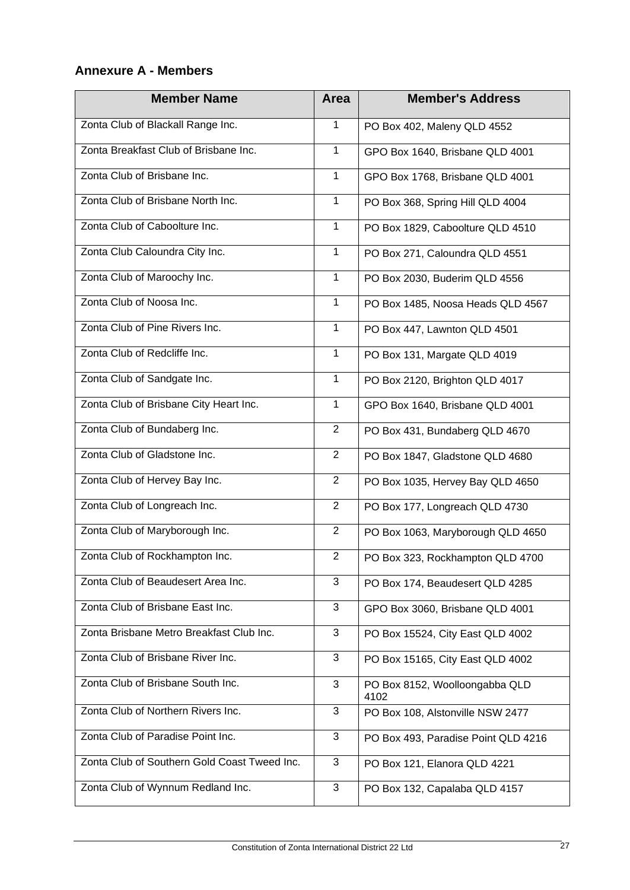## Annexure A - Members

| Member Name | Area | Member's Address |
|---|---|---|
| Zonta Club of Blackall Range Inc. | 1 | PO Box 402, Maleny QLD 4552 |
| Zonta Breakfast Club of Brisbane Inc. | 1 | GPO Box 1640, Brisbane QLD 4001 |
| Zonta Club of Brisbane Inc. | 1 | GPO Box 1768, Brisbane QLD 4001 |
| Zonta Club of Brisbane North Inc. | 1 | PO Box 368, Spring Hill QLD 4004 |
| Zonta Club of Caboolture Inc. | 1 | PO Box 1829, Caboolture QLD 4510 |
| Zonta Club Caloundra City Inc. | 1 | PO Box 271, Caloundra QLD 4551 |
| Zonta Club of Maroochy Inc. | 1 | PO Box 2030, Buderim QLD 4556 |
| Zonta Club of Noosa Inc. | 1 | PO Box 1485, Noosa Heads QLD 4567 |
| Zonta Club of Pine Rivers Inc. | 1 | PO Box 447, Lawnton QLD 4501 |
| Zonta Club of Redcliffe Inc. | 1 | PO Box 131, Margate QLD 4019 |
| Zonta Club of Sandgate Inc. | 1 | PO Box 2120, Brighton QLD 4017 |
| Zonta Club of Brisbane City Heart Inc. | 1 | GPO Box 1640, Brisbane QLD 4001 |
| Zonta Club of Bundaberg Inc. | 2 | PO Box 431, Bundaberg QLD 4670 |
| Zonta Club of Gladstone Inc. | 2 | PO Box 1847, Gladstone QLD 4680 |
| Zonta Club of Hervey Bay Inc. | 2 | PO Box 1035, Hervey Bay QLD 4650 |
| Zonta Club of Longreach Inc. | 2 | PO Box 177, Longreach QLD 4730 |
| Zonta Club of Maryborough Inc. | 2 | PO Box 1063, Maryborough QLD 4650 |
| Zonta Club of Rockhampton Inc. | 2 | PO Box 323, Rockhampton QLD 4700 |
| Zonta Club of Beaudesert Area Inc. | 3 | PO Box 174, Beaudesert QLD 4285 |
| Zonta Club of Brisbane East Inc. | 3 | GPO Box 3060, Brisbane QLD 4001 |
| Zonta Brisbane Metro Breakfast Club Inc. | 3 | PO Box 15524, City East QLD 4002 |
| Zonta Club of Brisbane River Inc. | 3 | PO Box 15165, City East QLD 4002 |
| Zonta Club of Brisbane South Inc. | 3 | PO Box 8152, Woolloongabba QLD 4102 |
| Zonta Club of Northern Rivers Inc. | 3 | PO Box 108, Alstonville NSW 2477 |
| Zonta Club of Paradise Point Inc. | 3 | PO Box 493, Paradise Point QLD 4216 |
| Zonta Club of Southern Gold Coast Tweed Inc. | 3 | PO Box 121, Elanora QLD 4221 |
| Zonta Club of Wynnum Redland Inc. | 3 | PO Box 132, Capalaba QLD 4157 |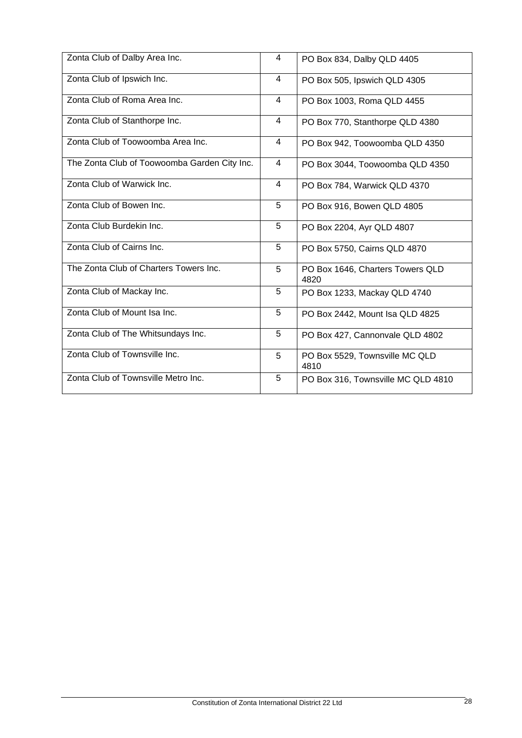| | | |
|---|---|---|
| Zonta Club of Dalby Area Inc. | 4 | PO Box 834, Dalby QLD 4405 |
| Zonta Club of Ipswich Inc. | 4 | PO Box 505, Ipswich QLD 4305 |
| Zonta Club of Roma Area Inc. | 4 | PO Box 1003, Roma QLD 4455 |
| Zonta Club of Stanthorpe Inc. | 4 | PO Box 770, Stanthorpe QLD 4380 |
| Zonta Club of Toowoomba Area Inc. | 4 | PO Box 942, Toowoomba QLD 4350 |
| The Zonta Club of Toowoomba Garden City Inc. | 4 | PO Box 3044, Toowoomba QLD 4350 |
| Zonta Club of Warwick Inc. | 4 | PO Box 784, Warwick QLD 4370 |
| Zonta Club of Bowen Inc. | 5 | PO Box 916, Bowen QLD 4805 |
| Zonta Club Burdekin Inc. | 5 | PO Box 2204, Ayr QLD 4807 |
| Zonta Club of Cairns Inc. | 5 | PO Box 5750, Cairns QLD 4870 |
| The Zonta Club of Charters Towers Inc. | 5 | PO Box 1646, Charters Towers QLD 4820 |
| Zonta Club of Mackay Inc. | 5 | PO Box 1233, Mackay QLD 4740 |
| Zonta Club of Mount Isa Inc. | 5 | PO Box 2442, Mount Isa QLD 4825 |
| Zonta Club of The Whitsundays Inc. | 5 | PO Box 427, Cannonvale QLD 4802 |
| Zonta Club of Townsville Inc. | 5 | PO Box 5529, Townsville MC QLD 4810 |
| Zonta Club of Townsville Metro Inc. | 5 | PO Box 316, Townsville MC QLD 4810 |